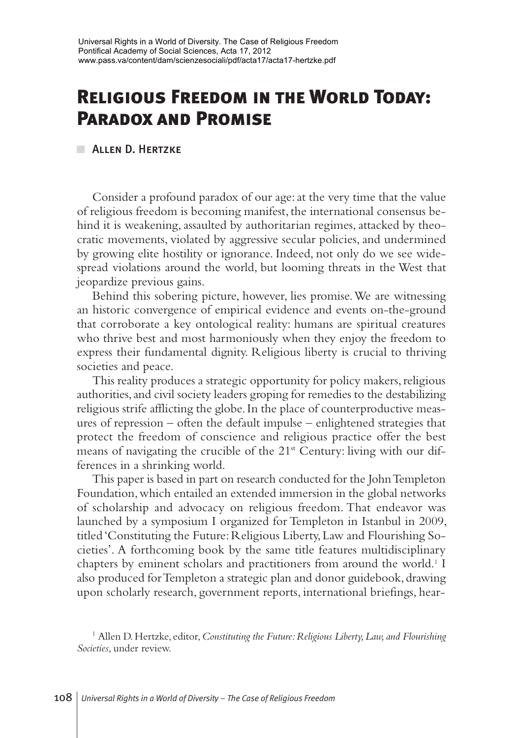# Religious Freedom in the World Today: Paradox and Promise

Allen D. Hertzke

Consider a profound paradox of our age: at the very time that the value of religious freedom is becoming manifest, the international consensus behind it is weakening, assaulted by authoritarian regimes, attacked by theocratic movements, violated by aggressive secular policies, and undermined by growing elite hostility or ignorance. Indeed, not only do we see widespread violations around the world, but looming threats in the West that jeopardize previous gains.

Behind this sobering picture, however, lies promise. We are witnessing an historic convergence of empirical evidence and events on-the-ground that corroborate a key ontological reality: humans are spiritual creatures who thrive best and most harmoniously when they enjoy the freedom to express their fundamental dignity. Religious liberty is crucial to thriving societies and peace.

This reality produces a strategic opportunity for policy makers, religious authorities, and civil society leaders groping for remedies to the destabilizing religious strife afflicting the globe. In the place of counterproductive measures of repression – often the default impulse – enlightened strategies that protect the freedom of conscience and religious practice offer the best means of navigating the crucible of the 21st Century: living with our differences in a shrinking world.

This paper is based in part on research conducted for the John Templeton Foundation, which entailed an extended immersion in the global networks of scholarship and advocacy on religious freedom. That endeavor was launched by a symposium I organized for Templeton in Istanbul in 2009, titled 'Constituting the Future: Religious Liberty, Law and Flourishing Societies'. A forthcoming book by the same title features multidisciplinary chapters by eminent scholars and practitioners from around the world.[1] I also produced for Templeton a strategic plan and donor guidebook, drawing upon scholarly research, government reports, international briefings, hear-

[1] Allen D. Hertzke, editor, *Constituting the Future: Religious Liberty, Law, and Flourishing Societies*, under review.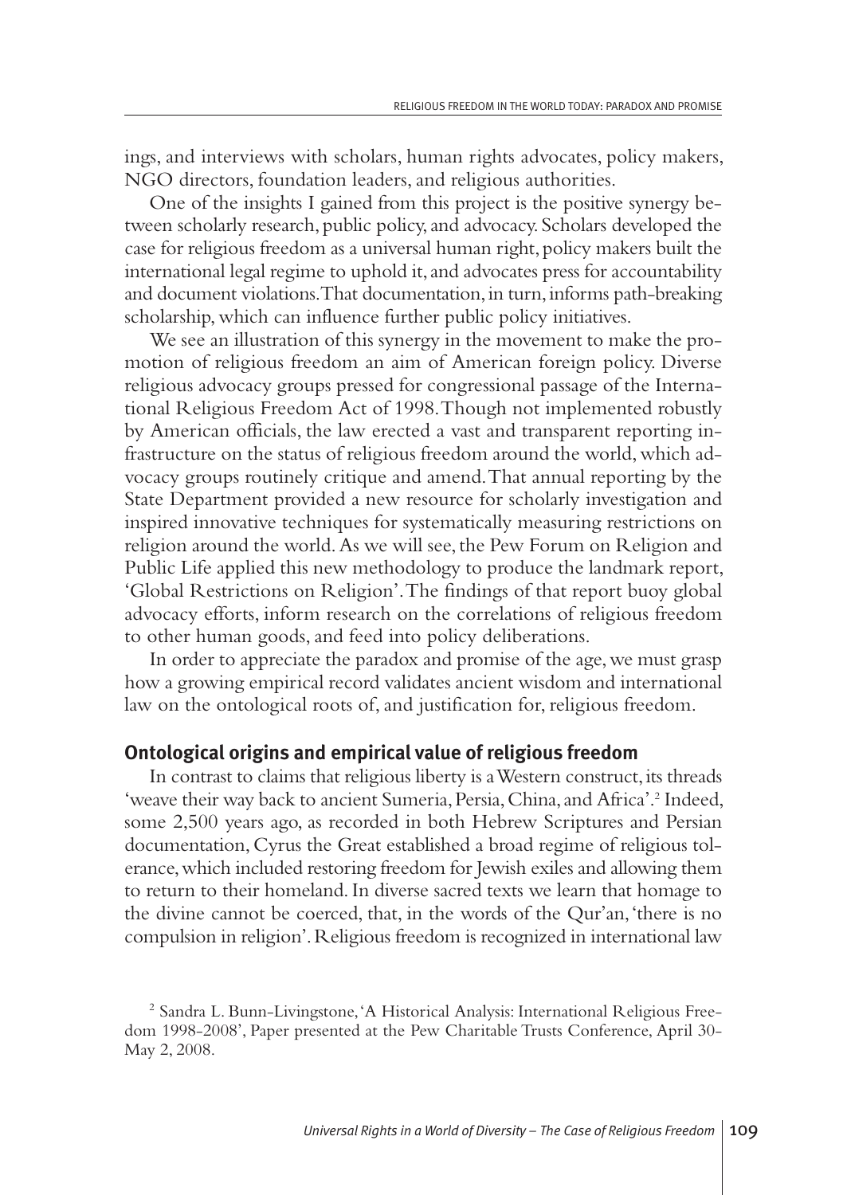ings, and interviews with scholars, human rights advocates, policy makers, NGO directors, foundation leaders, and religious authorities.

One of the insights I gained from this project is the positive synergy between scholarly research, public policy, and advocacy. Scholars developed the case for religious freedom as a universal human right, policy makers built the international legal regime to uphold it, and advocates press for accountability and document violations. That documentation, in turn, informs path-breaking scholarship, which can influence further public policy initiatives.

We see an illustration of this synergy in the movement to make the promotion of religious freedom an aim of American foreign policy. Diverse religious advocacy groups pressed for congressional passage of the International Religious Freedom Act of 1998. Though not implemented robustly by American officials, the law erected a vast and transparent reporting infrastructure on the status of religious freedom around the world, which advocacy groups routinely critique and amend. That annual reporting by the State Department provided a new resource for scholarly investigation and inspired innovative techniques for systematically measuring restrictions on religion around the world. As we will see, the Pew Forum on Religion and Public Life applied this new methodology to produce the landmark report, 'Global Restrictions on Religion'. The findings of that report buoy global advocacy efforts, inform research on the correlations of religious freedom to other human goods, and feed into policy deliberations.

In order to appreciate the paradox and promise of the age, we must grasp how a growing empirical record validates ancient wisdom and international law on the ontological roots of, and justification for, religious freedom.

## Ontological origins and empirical value of religious freedom

In contrast to claims that religious liberty is a Western construct, its threads 'weave their way back to ancient Sumeria, Persia, China, and Africa'.[2] Indeed, some 2,500 years ago, as recorded in both Hebrew Scriptures and Persian documentation, Cyrus the Great established a broad regime of religious tolerance, which included restoring freedom for Jewish exiles and allowing them to return to their homeland. In diverse sacred texts we learn that homage to the divine cannot be coerced, that, in the words of the Qur'an, 'there is no compulsion in religion'. Religious freedom is recognized in international law

[2] Sandra L. Bunn-Livingstone, 'A Historical Analysis: International Religious Freedom 1998-2008', Paper presented at the Pew Charitable Trusts Conference, April 30-May 2, 2008.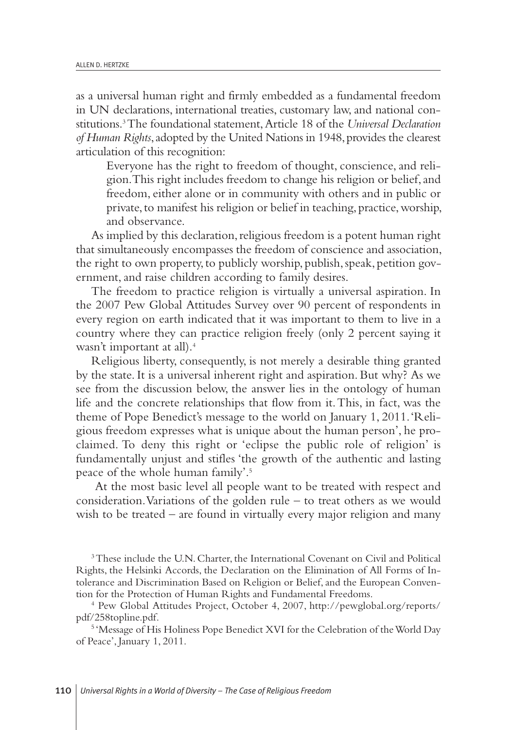as a universal human right and firmly embedded as a fundamental freedom in UN declarations, international treaties, customary law, and national constitutions.[3] The foundational statement, Article 18 of the *Universal Declaration of Human Rights*, adopted by the United Nations in 1948, provides the clearest articulation of this recognition:

> Everyone has the right to freedom of thought, conscience, and religion. This right includes freedom to change his religion or belief, and freedom, either alone or in community with others and in public or private, to manifest his religion or belief in teaching, practice, worship, and observance.

As implied by this declaration, religious freedom is a potent human right that simultaneously encompasses the freedom of conscience and association, the right to own property, to publicly worship, publish, speak, petition government, and raise children according to family desires.

The freedom to practice religion is virtually a universal aspiration. In the 2007 Pew Global Attitudes Survey over 90 percent of respondents in every region on earth indicated that it was important to them to live in a country where they can practice religion freely (only 2 percent saying it wasn't important at all).[4]

Religious liberty, consequently, is not merely a desirable thing granted by the state. It is a universal inherent right and aspiration. But why? As we see from the discussion below, the answer lies in the ontology of human life and the concrete relationships that flow from it. This, in fact, was the theme of Pope Benedict's message to the world on January 1, 2011. 'Religious freedom expresses what is unique about the human person', he proclaimed. To deny this right or 'eclipse the public role of religion' is fundamentally unjust and stifles 'the growth of the authentic and lasting peace of the whole human family'.[5]

At the most basic level all people want to be treated with respect and consideration. Variations of the golden rule – to treat others as we would wish to be treated – are found in virtually every major religion and many

---

[3] These include the U.N. Charter, the International Covenant on Civil and Political Rights, the Helsinki Accords, the Declaration on the Elimination of All Forms of Intolerance and Discrimination Based on Religion or Belief, and the European Convention for the Protection of Human Rights and Fundamental Freedoms.

[4] Pew Global Attitudes Project, October 4, 2007, http://pewglobal.org/reports/pdf/258topline.pdf.

[5] 'Message of His Holiness Pope Benedict XVI for the Celebration of the World Day of Peace', January 1, 2011.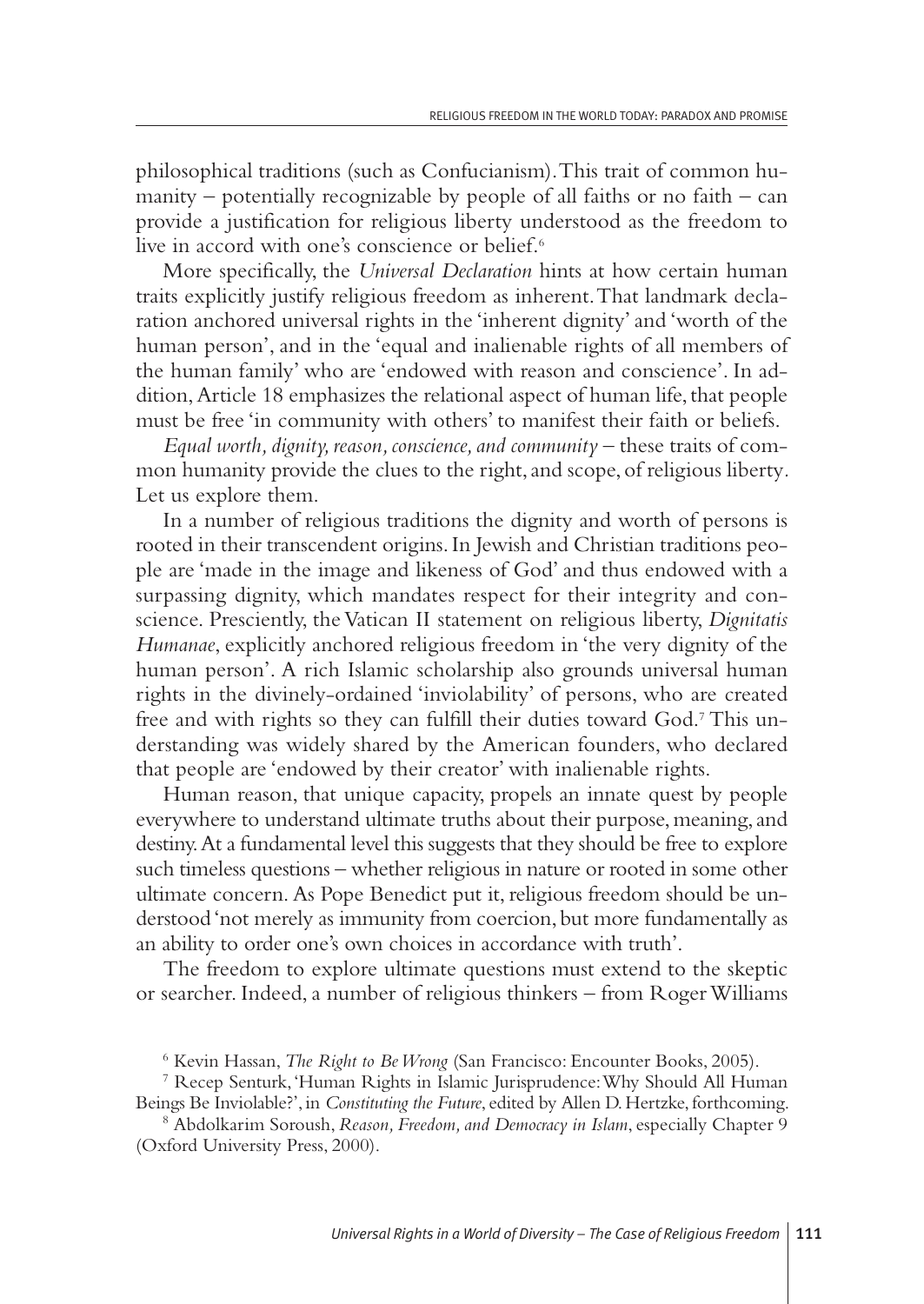philosophical traditions (such as Confucianism). This trait of common humanity – potentially recognizable by people of all faiths or no faith – can provide a justification for religious liberty understood as the freedom to live in accord with one's conscience or belief.[6]

More specifically, the *Universal Declaration* hints at how certain human traits explicitly justify religious freedom as inherent. That landmark declaration anchored universal rights in the 'inherent dignity' and 'worth of the human person', and in the 'equal and inalienable rights of all members of the human family' who are 'endowed with reason and conscience'. In addition, Article 18 emphasizes the relational aspect of human life, that people must be free 'in community with others' to manifest their faith or beliefs.

*Equal worth, dignity, reason, conscience, and community* – these traits of common humanity provide the clues to the right, and scope, of religious liberty. Let us explore them.

In a number of religious traditions the dignity and worth of persons is rooted in their transcendent origins. In Jewish and Christian traditions people are 'made in the image and likeness of God' and thus endowed with a surpassing dignity, which mandates respect for their integrity and conscience. Presciently, the Vatican II statement on religious liberty, *Dignitatis Humanae*, explicitly anchored religious freedom in 'the very dignity of the human person'. A rich Islamic scholarship also grounds universal human rights in the divinely-ordained 'inviolability' of persons, who are created free and with rights so they can fulfill their duties toward God.[7] This understanding was widely shared by the American founders, who declared that people are 'endowed by their creator' with inalienable rights.

Human reason, that unique capacity, propels an innate quest by people everywhere to understand ultimate truths about their purpose, meaning, and destiny. At a fundamental level this suggests that they should be free to explore such timeless questions – whether religious in nature or rooted in some other ultimate concern. As Pope Benedict put it, religious freedom should be understood 'not merely as immunity from coercion, but more fundamentally as an ability to order one's own choices in accordance with truth'.

The freedom to explore ultimate questions must extend to the skeptic or searcher. Indeed, a number of religious thinkers – from Roger Williams

---

[6] Kevin Hassan, *The Right to Be Wrong* (San Francisco: Encounter Books, 2005).

[7] Recep Senturk, 'Human Rights in Islamic Jurisprudence: Why Should All Human Beings Be Inviolable?', in *Constituting the Future*, edited by Allen D. Hertzke, forthcoming.

[8] Abdolkarim Soroush, *Reason, Freedom, and Democracy in Islam*, especially Chapter 9 (Oxford University Press, 2000).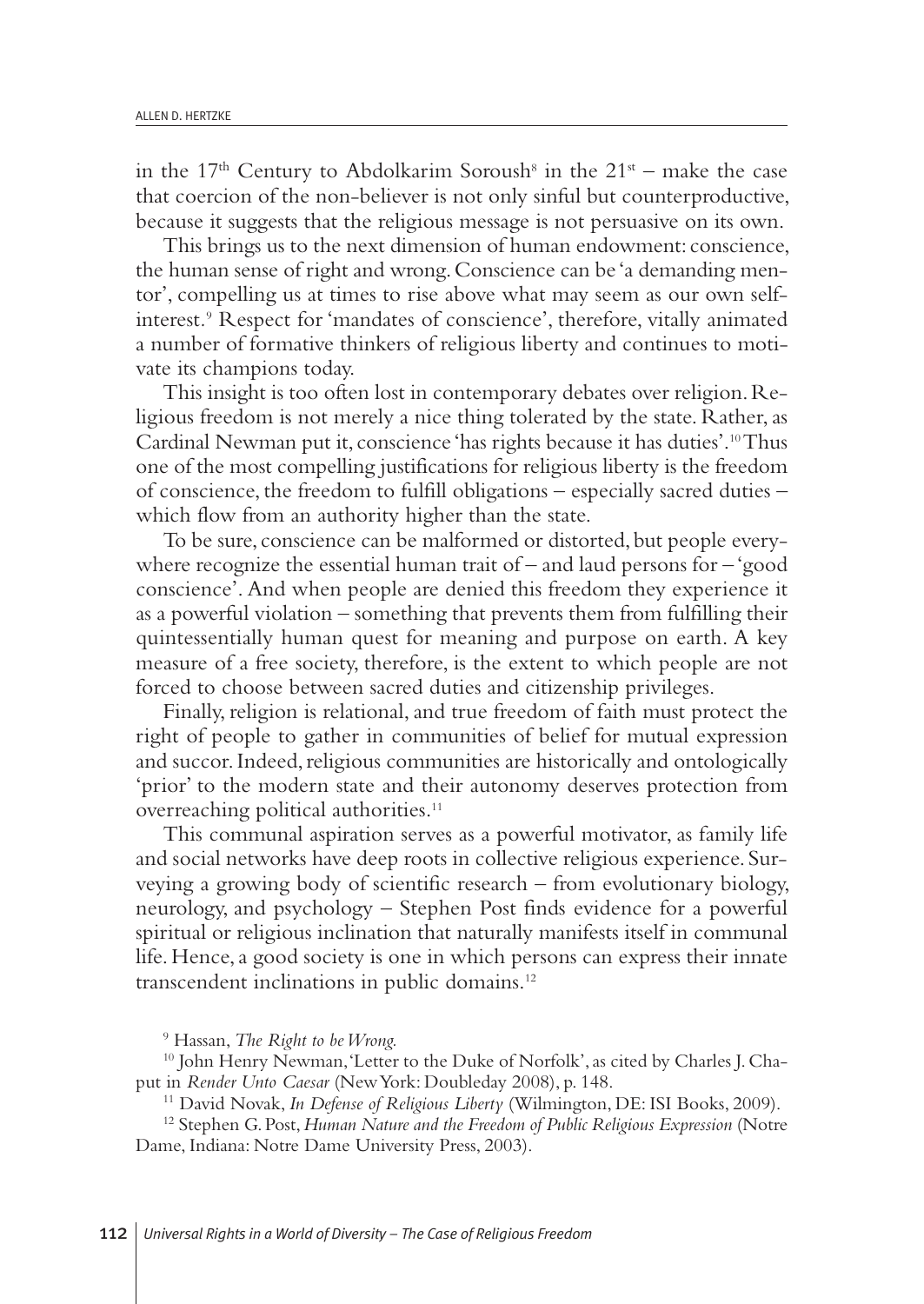in the 17th Century to Abdolkarim Soroush[8] in the 21st – make the case that coercion of the non-believer is not only sinful but counterproductive, because it suggests that the religious message is not persuasive on its own.

This brings us to the next dimension of human endowment: conscience, the human sense of right and wrong. Conscience can be 'a demanding mentor', compelling us at times to rise above what may seem as our own self-interest.[9] Respect for 'mandates of conscience', therefore, vitally animated a number of formative thinkers of religious liberty and continues to motivate its champions today.

This insight is too often lost in contemporary debates over religion. Religious freedom is not merely a nice thing tolerated by the state. Rather, as Cardinal Newman put it, conscience 'has rights because it has duties'.[10] Thus one of the most compelling justifications for religious liberty is the freedom of conscience, the freedom to fulfill obligations – especially sacred duties – which flow from an authority higher than the state.

To be sure, conscience can be malformed or distorted, but people everywhere recognize the essential human trait of – and laud persons for – 'good conscience'. And when people are denied this freedom they experience it as a powerful violation – something that prevents them from fulfilling their quintessentially human quest for meaning and purpose on earth. A key measure of a free society, therefore, is the extent to which people are not forced to choose between sacred duties and citizenship privileges.

Finally, religion is relational, and true freedom of faith must protect the right of people to gather in communities of belief for mutual expression and succor. Indeed, religious communities are historically and ontologically 'prior' to the modern state and their autonomy deserves protection from overreaching political authorities.[11]

This communal aspiration serves as a powerful motivator, as family life and social networks have deep roots in collective religious experience. Surveying a growing body of scientific research – from evolutionary biology, neurology, and psychology – Stephen Post finds evidence for a powerful spiritual or religious inclination that naturally manifests itself in communal life. Hence, a good society is one in which persons can express their innate transcendent inclinations in public domains.[12]

---

[9] Hassan, *The Right to be Wrong.*

[10] John Henry Newman, 'Letter to the Duke of Norfolk', as cited by Charles J. Chaput in *Render Unto Caesar* (New York: Doubleday 2008), p. 148.

[11] David Novak, *In Defense of Religious Liberty* (Wilmington, DE: ISI Books, 2009).

[12] Stephen G. Post, *Human Nature and the Freedom of Public Religious Expression* (Notre Dame, Indiana: Notre Dame University Press, 2003).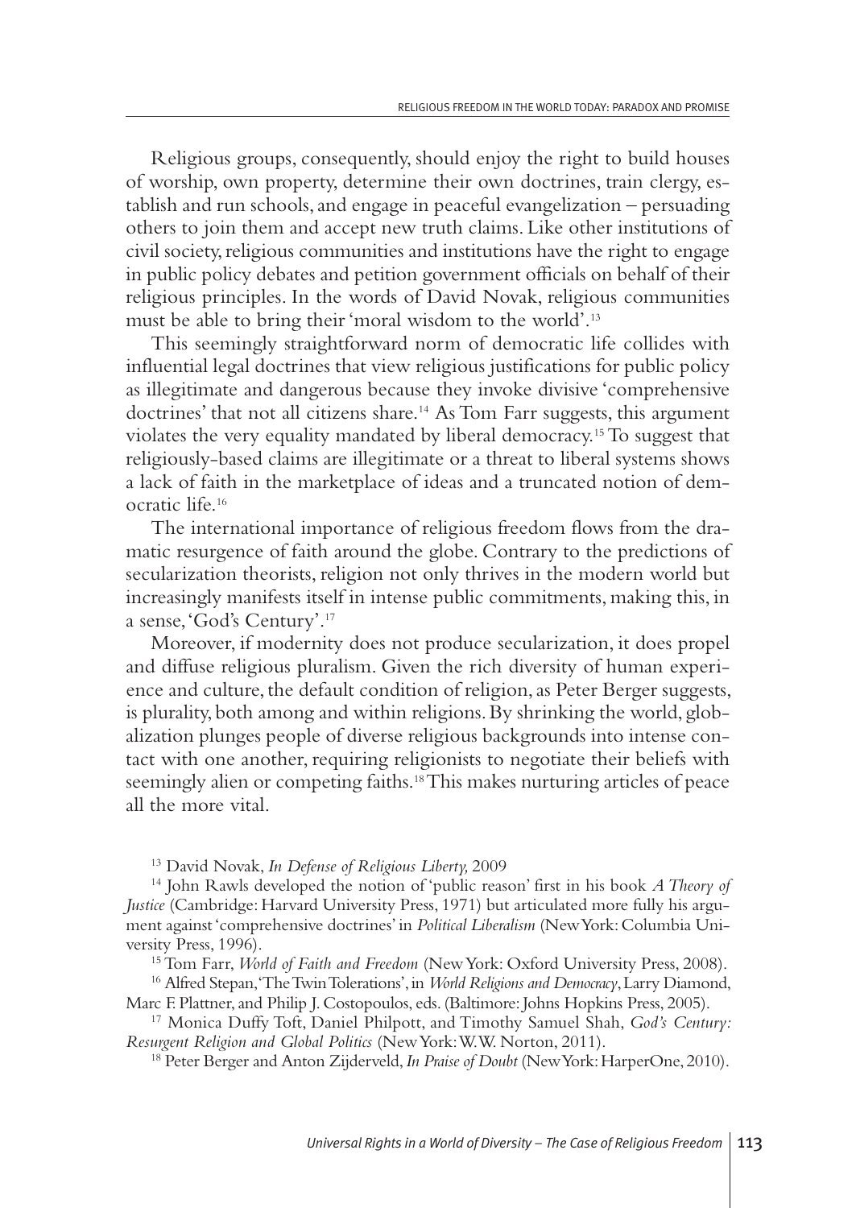Religious groups, consequently, should enjoy the right to build houses of worship, own property, determine their own doctrines, train clergy, establish and run schools, and engage in peaceful evangelization – persuading others to join them and accept new truth claims. Like other institutions of civil society, religious communities and institutions have the right to engage in public policy debates and petition government officials on behalf of their religious principles. In the words of David Novak, religious communities must be able to bring their 'moral wisdom to the world'.[13]

This seemingly straightforward norm of democratic life collides with influential legal doctrines that view religious justifications for public policy as illegitimate and dangerous because they invoke divisive 'comprehensive doctrines' that not all citizens share.[14] As Tom Farr suggests, this argument violates the very equality mandated by liberal democracy.[15] To suggest that religiously-based claims are illegitimate or a threat to liberal systems shows a lack of faith in the marketplace of ideas and a truncated notion of democratic life.[16]

The international importance of religious freedom flows from the dramatic resurgence of faith around the globe. Contrary to the predictions of secularization theorists, religion not only thrives in the modern world but increasingly manifests itself in intense public commitments, making this, in a sense, 'God's Century'.[17]

Moreover, if modernity does not produce secularization, it does propel and diffuse religious pluralism. Given the rich diversity of human experience and culture, the default condition of religion, as Peter Berger suggests, is plurality, both among and within religions. By shrinking the world, globalization plunges people of diverse religious backgrounds into intense contact with one another, requiring religionists to negotiate their beliefs with seemingly alien or competing faiths.[18] This makes nurturing articles of peace all the more vital.

[13] David Novak, *In Defense of Religious Liberty,* 2009

[14] John Rawls developed the notion of 'public reason' first in his book *A Theory of Justice* (Cambridge: Harvard University Press, 1971) but articulated more fully his argument against 'comprehensive doctrines' in *Political Liberalism* (New York: Columbia University Press, 1996).

[15] Tom Farr, *World of Faith and Freedom* (New York: Oxford University Press, 2008).

[16] Alfred Stepan, 'The Twin Tolerations', in *World Religions and Democracy*, Larry Diamond, Marc F. Plattner, and Philip J. Costopoulos, eds. (Baltimore: Johns Hopkins Press, 2005).

[17] Monica Duffy Toft, Daniel Philpott, and Timothy Samuel Shah, *God's Century: Resurgent Religion and Global Politics* (New York: W.W. Norton, 2011).

[18] Peter Berger and Anton Zijderveld, *In Praise of Doubt* (New York: HarperOne, 2010).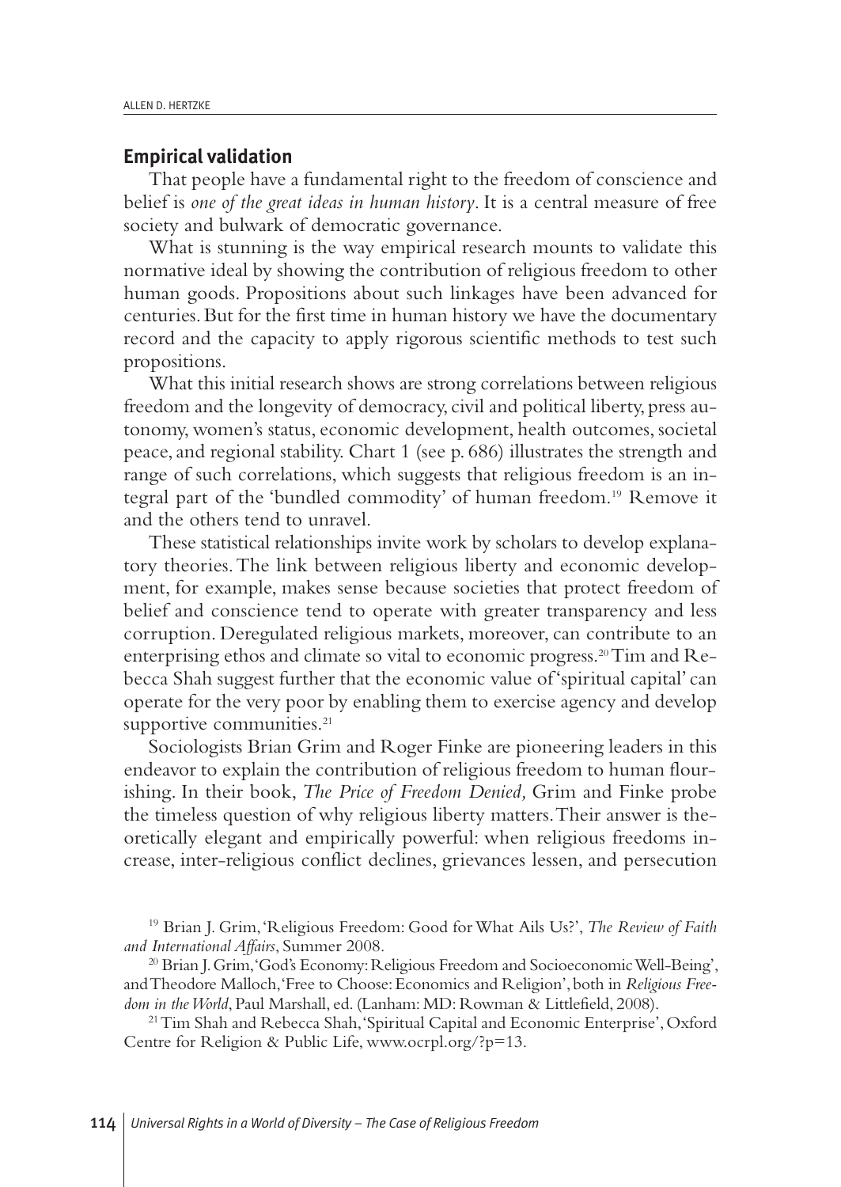## Empirical validation

That people have a fundamental right to the freedom of conscience and belief is *one of the great ideas in human history*. It is a central measure of free society and bulwark of democratic governance.

What is stunning is the way empirical research mounts to validate this normative ideal by showing the contribution of religious freedom to other human goods. Propositions about such linkages have been advanced for centuries. But for the first time in human history we have the documentary record and the capacity to apply rigorous scientific methods to test such propositions.

What this initial research shows are strong correlations between religious freedom and the longevity of democracy, civil and political liberty, press autonomy, women's status, economic development, health outcomes, societal peace, and regional stability. Chart 1 (see p. 686) illustrates the strength and range of such correlations, which suggests that religious freedom is an integral part of the 'bundled commodity' of human freedom.[19] Remove it and the others tend to unravel.

These statistical relationships invite work by scholars to develop explanatory theories. The link between religious liberty and economic development, for example, makes sense because societies that protect freedom of belief and conscience tend to operate with greater transparency and less corruption. Deregulated religious markets, moreover, can contribute to an enterprising ethos and climate so vital to economic progress.[20] Tim and Rebecca Shah suggest further that the economic value of 'spiritual capital' can operate for the very poor by enabling them to exercise agency and develop supportive communities.[21]

Sociologists Brian Grim and Roger Finke are pioneering leaders in this endeavor to explain the contribution of religious freedom to human flourishing. In their book, *The Price of Freedom Denied,* Grim and Finke probe the timeless question of why religious liberty matters. Their answer is theoretically elegant and empirically powerful: when religious freedoms increase, inter-religious conflict declines, grievances lessen, and persecution

[19] Brian J. Grim, 'Religious Freedom: Good for What Ails Us?', *The Review of Faith and International Affairs*, Summer 2008.

[20] Brian J. Grim, 'God's Economy: Religious Freedom and Socioeconomic Well-Being', and Theodore Malloch, 'Free to Choose: Economics and Religion', both in *Religious Freedom in the World*, Paul Marshall, ed. (Lanham: MD: Rowman & Littlefield, 2008).

[21] Tim Shah and Rebecca Shah, 'Spiritual Capital and Economic Enterprise', Oxford Centre for Religion & Public Life, www.ocrpl.org/?p=13.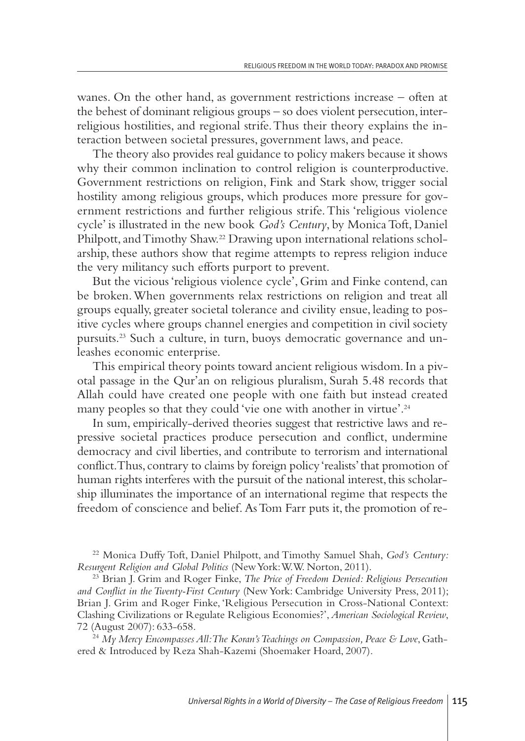wanes. On the other hand, as government restrictions increase – often at the behest of dominant religious groups – so does violent persecution, interreligious hostilities, and regional strife. Thus their theory explains the interaction between societal pressures, government laws, and peace.

The theory also provides real guidance to policy makers because it shows why their common inclination to control religion is counterproductive. Government restrictions on religion, Fink and Stark show, trigger social hostility among religious groups, which produces more pressure for government restrictions and further religious strife. This 'religious violence cycle' is illustrated in the new book *God's Century*, by Monica Toft, Daniel Philpott, and Timothy Shaw.[22] Drawing upon international relations scholarship, these authors show that regime attempts to repress religion induce the very militancy such efforts purport to prevent.

But the vicious 'religious violence cycle', Grim and Finke contend, can be broken. When governments relax restrictions on religion and treat all groups equally, greater societal tolerance and civility ensue, leading to positive cycles where groups channel energies and competition in civil society pursuits.[23] Such a culture, in turn, buoys democratic governance and unleashes economic enterprise.

This empirical theory points toward ancient religious wisdom. In a pivotal passage in the Qur'an on religious pluralism, Surah 5.48 records that Allah could have created one people with one faith but instead created many peoples so that they could 'vie one with another in virtue'.[24]

In sum, empirically-derived theories suggest that restrictive laws and repressive societal practices produce persecution and conflict, undermine democracy and civil liberties, and contribute to terrorism and international conflict. Thus, contrary to claims by foreign policy 'realists' that promotion of human rights interferes with the pursuit of the national interest, this scholarship illuminates the importance of an international regime that respects the freedom of conscience and belief. As Tom Farr puts it, the promotion of re-

---

[22] Monica Duffy Toft, Daniel Philpott, and Timothy Samuel Shah, *God's Century: Resurgent Religion and Global Politics* (New York: W.W. Norton, 2011).

[23] Brian J. Grim and Roger Finke, *The Price of Freedom Denied: Religious Persecution and Conflict in the Twenty-First Century* (New York: Cambridge University Press, 2011); Brian J. Grim and Roger Finke, 'Religious Persecution in Cross-National Context: Clashing Civilizations or Regulate Religious Economies?', *American Sociological Review*, 72 (August 2007): 633-658.

[24] *My Mercy Encompasses All: The Koran's Teachings on Compassion, Peace & Love*, Gathered & Introduced by Reza Shah-Kazemi (Shoemaker Hoard, 2007).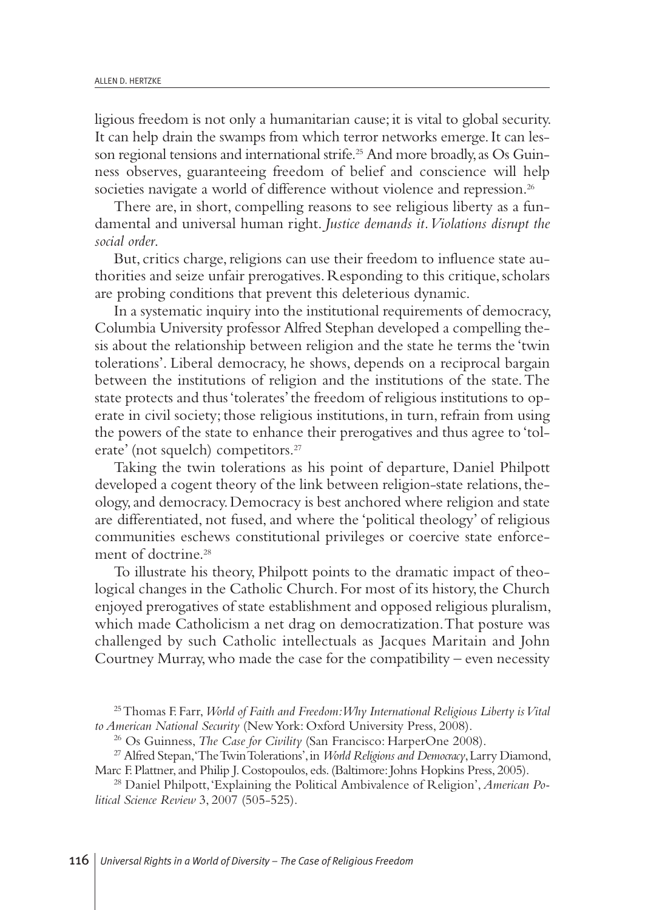ligious freedom is not only a humanitarian cause; it is vital to global security. It can help drain the swamps from which terror networks emerge. It can lesson regional tensions and international strife.[25] And more broadly, as Os Guinness observes, guaranteeing freedom of belief and conscience will help societies navigate a world of difference without violence and repression.[26]

There are, in short, compelling reasons to see religious liberty as a fundamental and universal human right. *Justice demands it. Violations disrupt the social order.*

But, critics charge, religions can use their freedom to influence state authorities and seize unfair prerogatives. Responding to this critique, scholars are probing conditions that prevent this deleterious dynamic.

In a systematic inquiry into the institutional requirements of democracy, Columbia University professor Alfred Stephan developed a compelling thesis about the relationship between religion and the state he terms the 'twin tolerations'. Liberal democracy, he shows, depends on a reciprocal bargain between the institutions of religion and the institutions of the state. The state protects and thus 'tolerates' the freedom of religious institutions to operate in civil society; those religious institutions, in turn, refrain from using the powers of the state to enhance their prerogatives and thus agree to 'tolerate' (not squelch) competitors.[27]

Taking the twin tolerations as his point of departure, Daniel Philpott developed a cogent theory of the link between religion-state relations, theology, and democracy. Democracy is best anchored where religion and state are differentiated, not fused, and where the 'political theology' of religious communities eschews constitutional privileges or coercive state enforcement of doctrine.[28]

To illustrate his theory, Philpott points to the dramatic impact of theological changes in the Catholic Church. For most of its history, the Church enjoyed prerogatives of state establishment and opposed religious pluralism, which made Catholicism a net drag on democratization. That posture was challenged by such Catholic intellectuals as Jacques Maritain and John Courtney Murray, who made the case for the compatibility – even necessity

[25] Thomas F. Farr, *World of Faith and Freedom: Why International Religious Liberty is Vital to American National Security* (New York: Oxford University Press, 2008).

[26] Os Guinness, *The Case for Civility* (San Francisco: HarperOne 2008).

[27] Alfred Stepan, 'The Twin Tolerations', in *World Religions and Democracy*, Larry Diamond, Marc F. Plattner, and Philip J. Costopoulos, eds. (Baltimore: Johns Hopkins Press, 2005).

[28] Daniel Philpott, 'Explaining the Political Ambivalence of Religion', *American Political Science Review* 3, 2007 (505-525).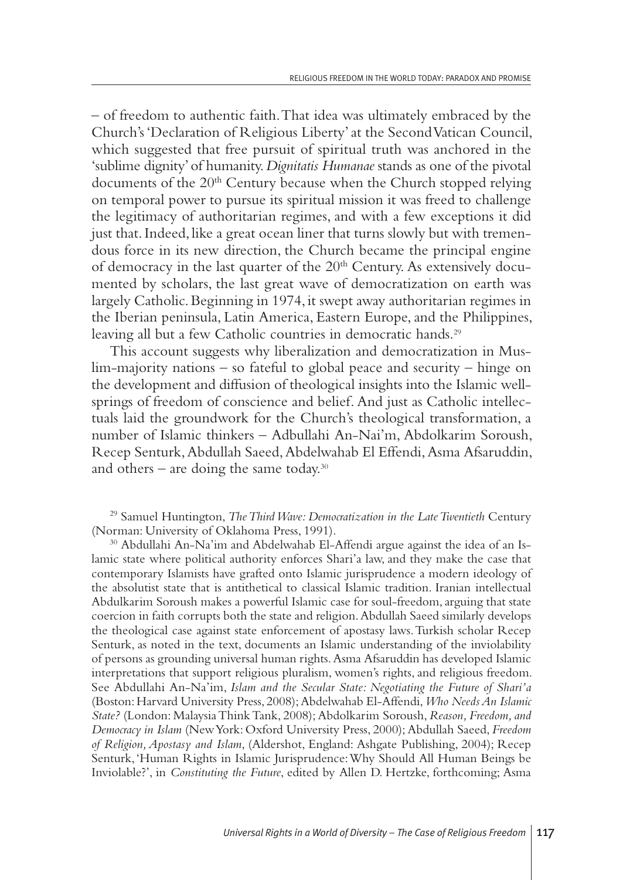– of freedom to authentic faith. That idea was ultimately embraced by the Church's 'Declaration of Religious Liberty' at the Second Vatican Council, which suggested that free pursuit of spiritual truth was anchored in the 'sublime dignity' of humanity. *Dignitatis Humanae* stands as one of the pivotal documents of the 20th Century because when the Church stopped relying on temporal power to pursue its spiritual mission it was freed to challenge the legitimacy of authoritarian regimes, and with a few exceptions it did just that. Indeed, like a great ocean liner that turns slowly but with tremendous force in its new direction, the Church became the principal engine of democracy in the last quarter of the 20th Century. As extensively documented by scholars, the last great wave of democratization on earth was largely Catholic. Beginning in 1974, it swept away authoritarian regimes in the Iberian peninsula, Latin America, Eastern Europe, and the Philippines, leaving all but a few Catholic countries in democratic hands.[29]

This account suggests why liberalization and democratization in Muslim-majority nations – so fateful to global peace and security – hinge on the development and diffusion of theological insights into the Islamic wellsprings of freedom of conscience and belief. And just as Catholic intellectuals laid the groundwork for the Church's theological transformation, a number of Islamic thinkers – Adbullahi An-Nai'm, Abdolkarim Soroush, Recep Senturk, Abdullah Saeed, Abdelwahab El Effendi, Asma Afsaruddin, and others – are doing the same today.[30]

[29] Samuel Huntington, *The Third Wave: Democratization in the Late Twentieth* Century (Norman: University of Oklahoma Press, 1991).

[30] Abdullahi An-Na'im and Abdelwahab El-Affendi argue against the idea of an Islamic state where political authority enforces Shari'a law, and they make the case that contemporary Islamists have grafted onto Islamic jurisprudence a modern ideology of the absolutist state that is antithetical to classical Islamic tradition. Iranian intellectual Abdulkarim Soroush makes a powerful Islamic case for soul-freedom, arguing that state coercion in faith corrupts both the state and religion. Abdullah Saeed similarly develops the theological case against state enforcement of apostasy laws. Turkish scholar Recep Senturk, as noted in the text, documents an Islamic understanding of the inviolability of persons as grounding universal human rights. Asma Afsaruddin has developed Islamic interpretations that support religious pluralism, women's rights, and religious freedom. See Abdullahi An-Na'im, *Islam and the Secular State: Negotiating the Future of Shari'a* (Boston: Harvard University Press, 2008); Abdelwahab El-Affendi, *Who Needs An Islamic State?* (London: Malaysia Think Tank, 2008); Abdolkarim Soroush, *Reason, Freedom, and Democracy in Islam* (New York: Oxford University Press, 2000); Abdullah Saeed, *Freedom of Religion, Apostasy and Islam*, (Aldershot, England: Ashgate Publishing, 2004); Recep Senturk, 'Human Rights in Islamic Jurisprudence: Why Should All Human Beings be Inviolable?', in *Constituting the Future*, edited by Allen D. Hertzke, forthcoming; Asma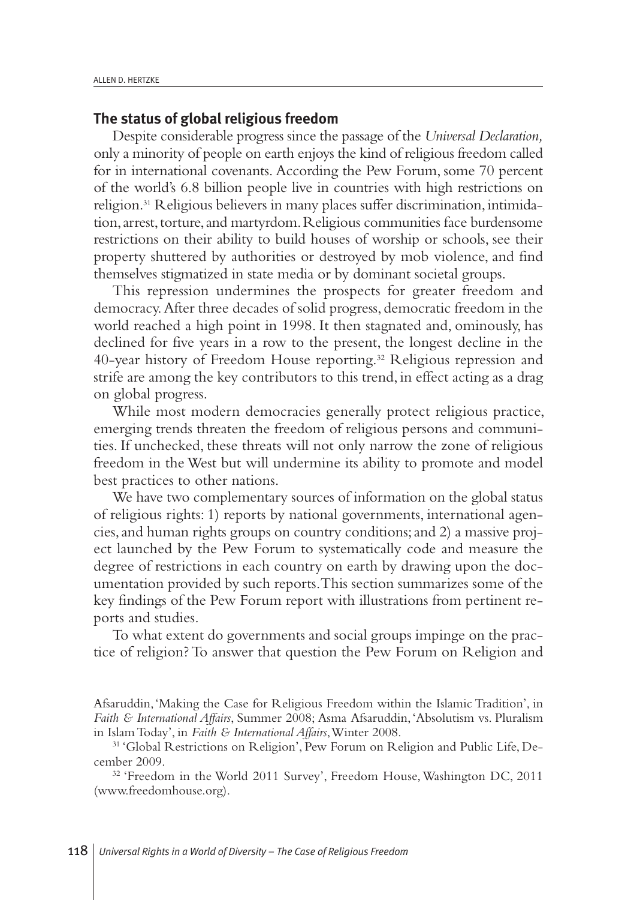## The status of global religious freedom

Despite considerable progress since the passage of the *Universal Declaration,* only a minority of people on earth enjoys the kind of religious freedom called for in international covenants. According the Pew Forum, some 70 percent of the world's 6.8 billion people live in countries with high restrictions on religion.[31] Religious believers in many places suffer discrimination, intimidation, arrest, torture, and martyrdom. Religious communities face burdensome restrictions on their ability to build houses of worship or schools, see their property shuttered by authorities or destroyed by mob violence, and find themselves stigmatized in state media or by dominant societal groups.

This repression undermines the prospects for greater freedom and democracy. After three decades of solid progress, democratic freedom in the world reached a high point in 1998. It then stagnated and, ominously, has declined for five years in a row to the present, the longest decline in the 40-year history of Freedom House reporting.[32] Religious repression and strife are among the key contributors to this trend, in effect acting as a drag on global progress.

While most modern democracies generally protect religious practice, emerging trends threaten the freedom of religious persons and communities. If unchecked, these threats will not only narrow the zone of religious freedom in the West but will undermine its ability to promote and model best practices to other nations.

We have two complementary sources of information on the global status of religious rights: 1) reports by national governments, international agencies, and human rights groups on country conditions; and 2) a massive project launched by the Pew Forum to systematically code and measure the degree of restrictions in each country on earth by drawing upon the documentation provided by such reports. This section summarizes some of the key findings of the Pew Forum report with illustrations from pertinent reports and studies.

To what extent do governments and social groups impinge on the practice of religion? To answer that question the Pew Forum on Religion and

Afsaruddin, 'Making the Case for Religious Freedom within the Islamic Tradition', in *Faith & International Affairs*, Summer 2008; Asma Afsaruddin, 'Absolutism vs. Pluralism in Islam Today', in *Faith & International Affairs*, Winter 2008.

[31] 'Global Restrictions on Religion', Pew Forum on Religion and Public Life, December 2009.

[32] 'Freedom in the World 2011 Survey', Freedom House, Washington DC, 2011 (www.freedomhouse.org).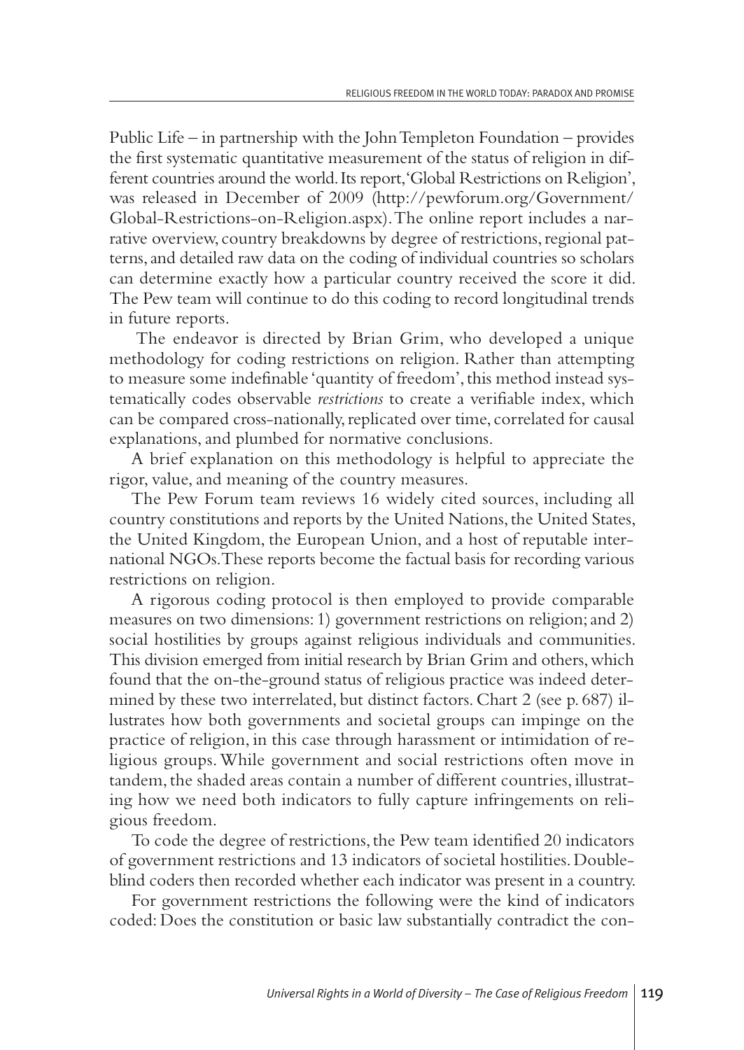Public Life – in partnership with the John Templeton Foundation – provides the first systematic quantitative measurement of the status of religion in different countries around the world. Its report, 'Global Restrictions on Religion', was released in December of 2009 (http://pewforum.org/Government/Global-Restrictions-on-Religion.aspx). The online report includes a narrative overview, country breakdowns by degree of restrictions, regional patterns, and detailed raw data on the coding of individual countries so scholars can determine exactly how a particular country received the score it did. The Pew team will continue to do this coding to record longitudinal trends in future reports.

The endeavor is directed by Brian Grim, who developed a unique methodology for coding restrictions on religion. Rather than attempting to measure some indefinable 'quantity of freedom', this method instead systematically codes observable *restrictions* to create a verifiable index, which can be compared cross-nationally, replicated over time, correlated for causal explanations, and plumbed for normative conclusions.

A brief explanation on this methodology is helpful to appreciate the rigor, value, and meaning of the country measures.

The Pew Forum team reviews 16 widely cited sources, including all country constitutions and reports by the United Nations, the United States, the United Kingdom, the European Union, and a host of reputable international NGOs. These reports become the factual basis for recording various restrictions on religion.

A rigorous coding protocol is then employed to provide comparable measures on two dimensions: 1) government restrictions on religion; and 2) social hostilities by groups against religious individuals and communities. This division emerged from initial research by Brian Grim and others, which found that the on-the-ground status of religious practice was indeed determined by these two interrelated, but distinct factors. Chart 2 (see p. 687) illustrates how both governments and societal groups can impinge on the practice of religion, in this case through harassment or intimidation of religious groups. While government and social restrictions often move in tandem, the shaded areas contain a number of different countries, illustrating how we need both indicators to fully capture infringements on religious freedom.

To code the degree of restrictions, the Pew team identified 20 indicators of government restrictions and 13 indicators of societal hostilities. Double-blind coders then recorded whether each indicator was present in a country.

For government restrictions the following were the kind of indicators coded: Does the constitution or basic law substantially contradict the con-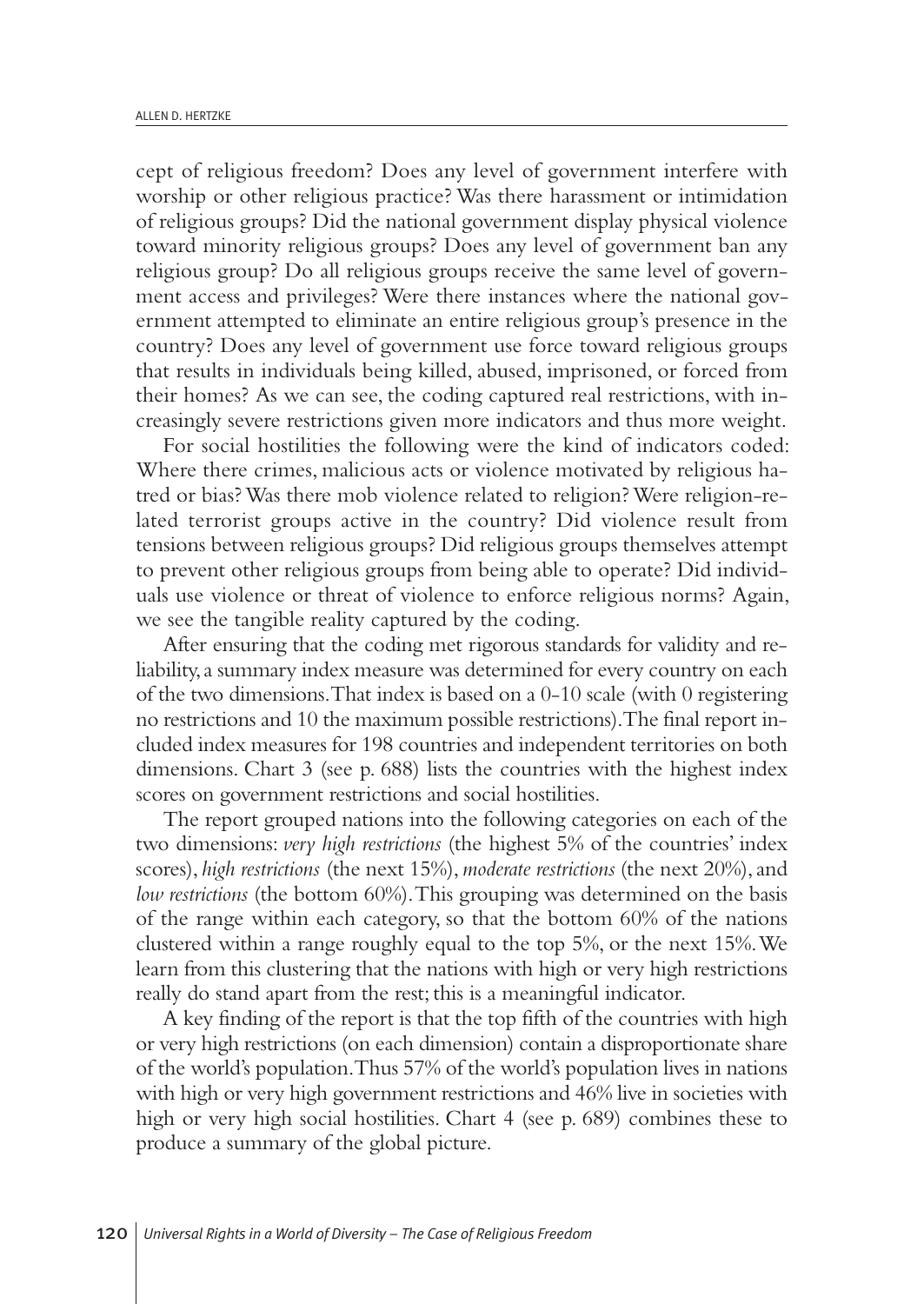cept of religious freedom? Does any level of government interfere with worship or other religious practice? Was there harassment or intimidation of religious groups? Did the national government display physical violence toward minority religious groups? Does any level of government ban any religious group? Do all religious groups receive the same level of government access and privileges? Were there instances where the national government attempted to eliminate an entire religious group's presence in the country? Does any level of government use force toward religious groups that results in individuals being killed, abused, imprisoned, or forced from their homes? As we can see, the coding captured real restrictions, with increasingly severe restrictions given more indicators and thus more weight.

For social hostilities the following were the kind of indicators coded: Where there crimes, malicious acts or violence motivated by religious hatred or bias? Was there mob violence related to religion? Were religion-related terrorist groups active in the country? Did violence result from tensions between religious groups? Did religious groups themselves attempt to prevent other religious groups from being able to operate? Did individuals use violence or threat of violence to enforce religious norms? Again, we see the tangible reality captured by the coding.

After ensuring that the coding met rigorous standards for validity and reliability, a summary index measure was determined for every country on each of the two dimensions. That index is based on a 0-10 scale (with 0 registering no restrictions and 10 the maximum possible restrictions). The final report included index measures for 198 countries and independent territories on both dimensions. Chart 3 (see p. 688) lists the countries with the highest index scores on government restrictions and social hostilities.

The report grouped nations into the following categories on each of the two dimensions: *very high restrictions* (the highest 5% of the countries' index scores), *high restrictions* (the next 15%), *moderate restrictions* (the next 20%), and *low restrictions* (the bottom 60%). This grouping was determined on the basis of the range within each category, so that the bottom 60% of the nations clustered within a range roughly equal to the top 5%, or the next 15%. We learn from this clustering that the nations with high or very high restrictions really do stand apart from the rest; this is a meaningful indicator.

A key finding of the report is that the top fifth of the countries with high or very high restrictions (on each dimension) contain a disproportionate share of the world's population. Thus 57% of the world's population lives in nations with high or very high government restrictions and 46% live in societies with high or very high social hostilities. Chart 4 (see p. 689) combines these to produce a summary of the global picture.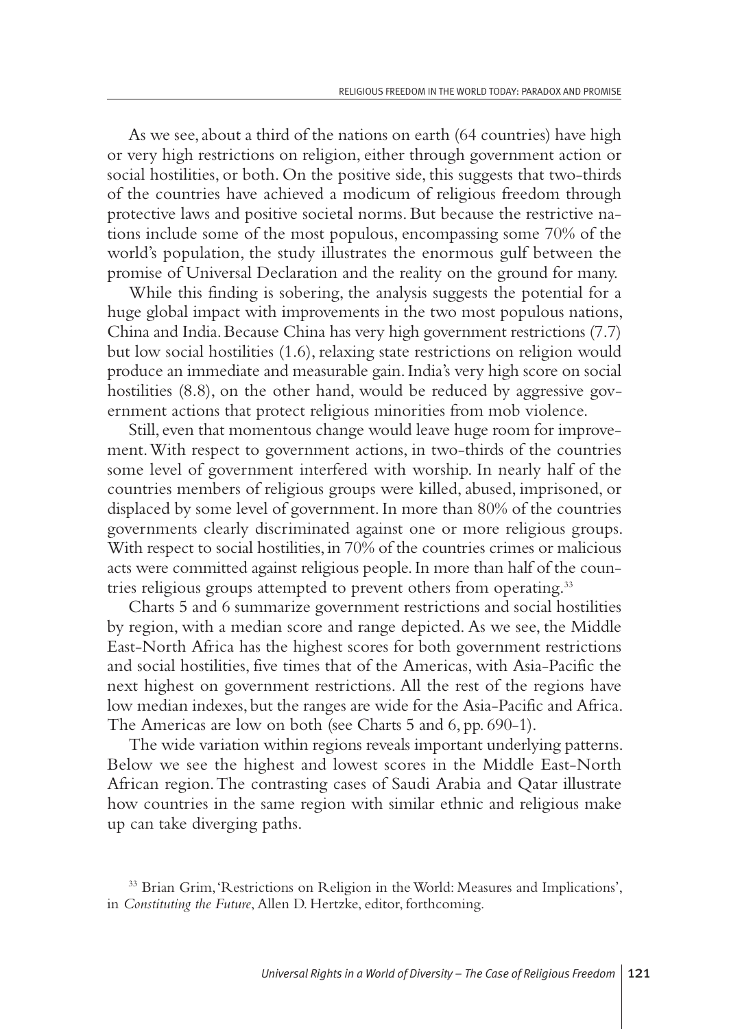As we see, about a third of the nations on earth (64 countries) have high or very high restrictions on religion, either through government action or social hostilities, or both. On the positive side, this suggests that two-thirds of the countries have achieved a modicum of religious freedom through protective laws and positive societal norms. But because the restrictive nations include some of the most populous, encompassing some 70% of the world's population, the study illustrates the enormous gulf between the promise of Universal Declaration and the reality on the ground for many.

While this finding is sobering, the analysis suggests the potential for a huge global impact with improvements in the two most populous nations, China and India. Because China has very high government restrictions (7.7) but low social hostilities (1.6), relaxing state restrictions on religion would produce an immediate and measurable gain. India's very high score on social hostilities (8.8), on the other hand, would be reduced by aggressive government actions that protect religious minorities from mob violence.

Still, even that momentous change would leave huge room for improvement. With respect to government actions, in two-thirds of the countries some level of government interfered with worship. In nearly half of the countries members of religious groups were killed, abused, imprisoned, or displaced by some level of government. In more than 80% of the countries governments clearly discriminated against one or more religious groups. With respect to social hostilities, in 70% of the countries crimes or malicious acts were committed against religious people. In more than half of the countries religious groups attempted to prevent others from operating.[33]

Charts 5 and 6 summarize government restrictions and social hostilities by region, with a median score and range depicted. As we see, the Middle East-North Africa has the highest scores for both government restrictions and social hostilities, five times that of the Americas, with Asia-Pacific the next highest on government restrictions. All the rest of the regions have low median indexes, but the ranges are wide for the Asia-Pacific and Africa. The Americas are low on both (see Charts 5 and 6, pp. 690-1).

The wide variation within regions reveals important underlying patterns. Below we see the highest and lowest scores in the Middle East-North African region. The contrasting cases of Saudi Arabia and Qatar illustrate how countries in the same region with similar ethnic and religious make up can take diverging paths.

[33] Brian Grim, 'Restrictions on Religion in the World: Measures and Implications', in *Constituting the Future*, Allen D. Hertzke, editor, forthcoming.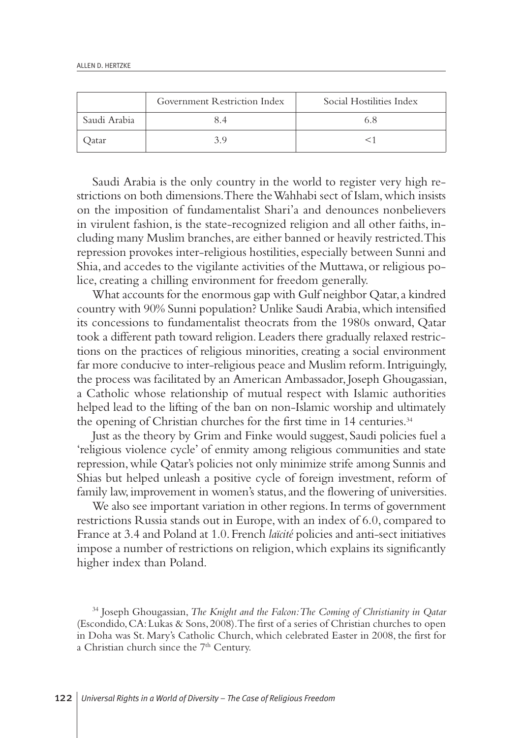| | Government Restriction Index | Social Hostilities Index |
|---|---|---|
| Saudi Arabia | 8.4 | 6.8 |
| Qatar | 3.9 | <1 |

Saudi Arabia is the only country in the world to register very high restrictions on both dimensions. There the Wahhabi sect of Islam, which insists on the imposition of fundamentalist Shari'a and denounces nonbelievers in virulent fashion, is the state-recognized religion and all other faiths, including many Muslim branches, are either banned or heavily restricted. This repression provokes inter-religious hostilities, especially between Sunni and Shia, and accedes to the vigilante activities of the Muttawa, or religious police, creating a chilling environment for freedom generally.

What accounts for the enormous gap with Gulf neighbor Qatar, a kindred country with 90% Sunni population? Unlike Saudi Arabia, which intensified its concessions to fundamentalist theocrats from the 1980s onward, Qatar took a different path toward religion. Leaders there gradually relaxed restrictions on the practices of religious minorities, creating a social environment far more conducive to inter-religious peace and Muslim reform. Intriguingly, the process was facilitated by an American Ambassador, Joseph Ghougassian, a Catholic whose relationship of mutual respect with Islamic authorities helped lead to the lifting of the ban on non-Islamic worship and ultimately the opening of Christian churches for the first time in 14 centuries.[34]

Just as the theory by Grim and Finke would suggest, Saudi policies fuel a 'religious violence cycle' of enmity among religious communities and state repression, while Qatar's policies not only minimize strife among Sunnis and Shias but helped unleash a positive cycle of foreign investment, reform of family law, improvement in women's status, and the flowering of universities.

We also see important variation in other regions. In terms of government restrictions Russia stands out in Europe, with an index of 6.0, compared to France at 3.4 and Poland at 1.0. French *laïcité* policies and anti-sect initiatives impose a number of restrictions on religion, which explains its significantly higher index than Poland.

[34] Joseph Ghougassian, *The Knight and the Falcon: The Coming of Christianity in Qatar* (Escondido, CA: Lukas & Sons, 2008). The first of a series of Christian churches to open in Doha was St. Mary's Catholic Church, which celebrated Easter in 2008, the first for a Christian church since the 7th Century.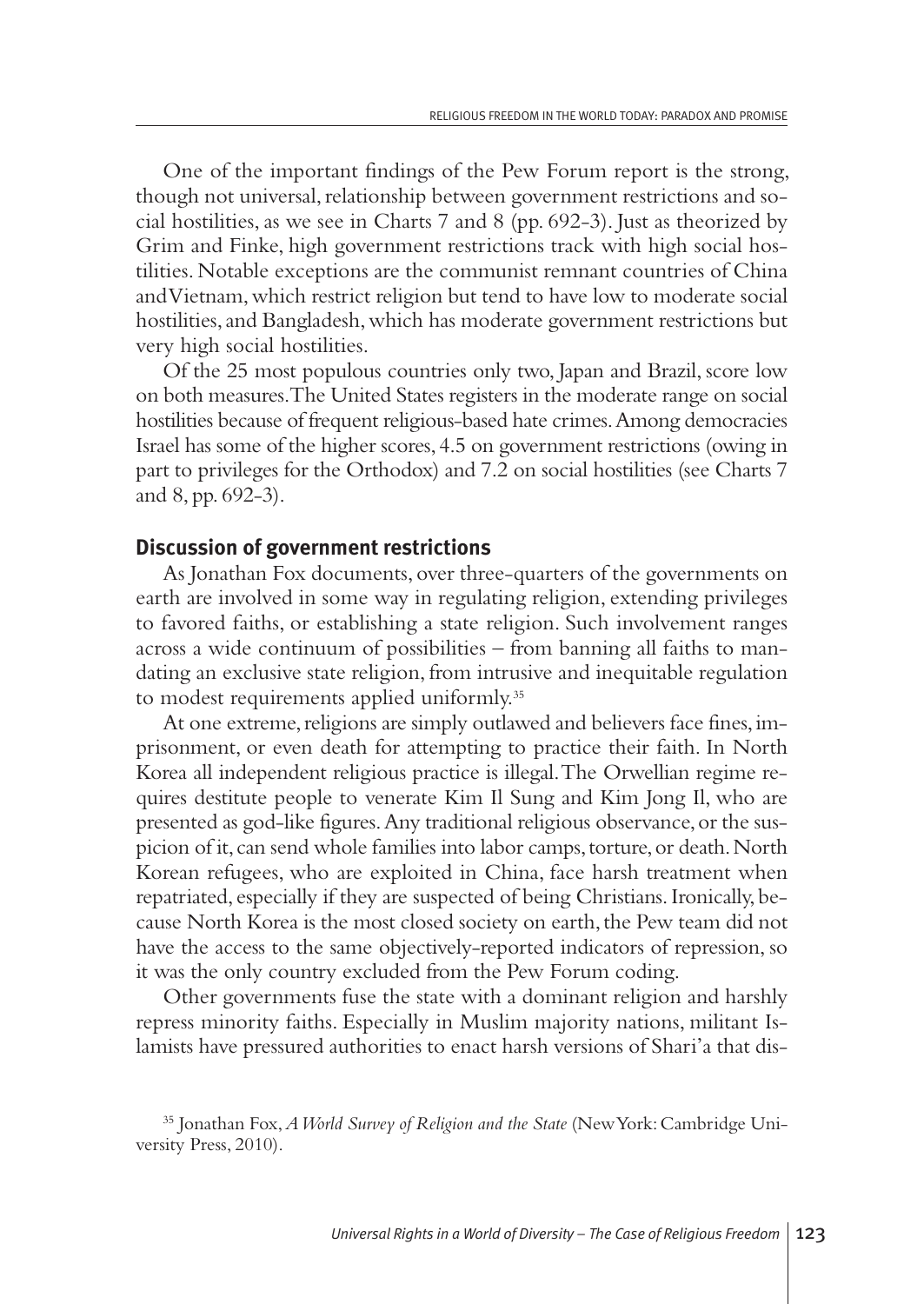One of the important findings of the Pew Forum report is the strong, though not universal, relationship between government restrictions and social hostilities, as we see in Charts 7 and 8 (pp. 692-3). Just as theorized by Grim and Finke, high government restrictions track with high social hostilities. Notable exceptions are the communist remnant countries of China and Vietnam, which restrict religion but tend to have low to moderate social hostilities, and Bangladesh, which has moderate government restrictions but very high social hostilities.

Of the 25 most populous countries only two, Japan and Brazil, score low on both measures. The United States registers in the moderate range on social hostilities because of frequent religious-based hate crimes. Among democracies Israel has some of the higher scores, 4.5 on government restrictions (owing in part to privileges for the Orthodox) and 7.2 on social hostilities (see Charts 7 and 8, pp. 692-3).

## Discussion of government restrictions

As Jonathan Fox documents, over three-quarters of the governments on earth are involved in some way in regulating religion, extending privileges to favored faiths, or establishing a state religion. Such involvement ranges across a wide continuum of possibilities – from banning all faiths to mandating an exclusive state religion, from intrusive and inequitable regulation to modest requirements applied uniformly.[35]

At one extreme, religions are simply outlawed and believers face fines, imprisonment, or even death for attempting to practice their faith. In North Korea all independent religious practice is illegal. The Orwellian regime requires destitute people to venerate Kim Il Sung and Kim Jong Il, who are presented as god-like figures. Any traditional religious observance, or the suspicion of it, can send whole families into labor camps, torture, or death. North Korean refugees, who are exploited in China, face harsh treatment when repatriated, especially if they are suspected of being Christians. Ironically, because North Korea is the most closed society on earth, the Pew team did not have the access to the same objectively-reported indicators of repression, so it was the only country excluded from the Pew Forum coding.

Other governments fuse the state with a dominant religion and harshly repress minority faiths. Especially in Muslim majority nations, militant Islamists have pressured authorities to enact harsh versions of Shari'a that dis-

[35] Jonathan Fox, *A World Survey of Religion and the State* (New York: Cambridge University Press, 2010).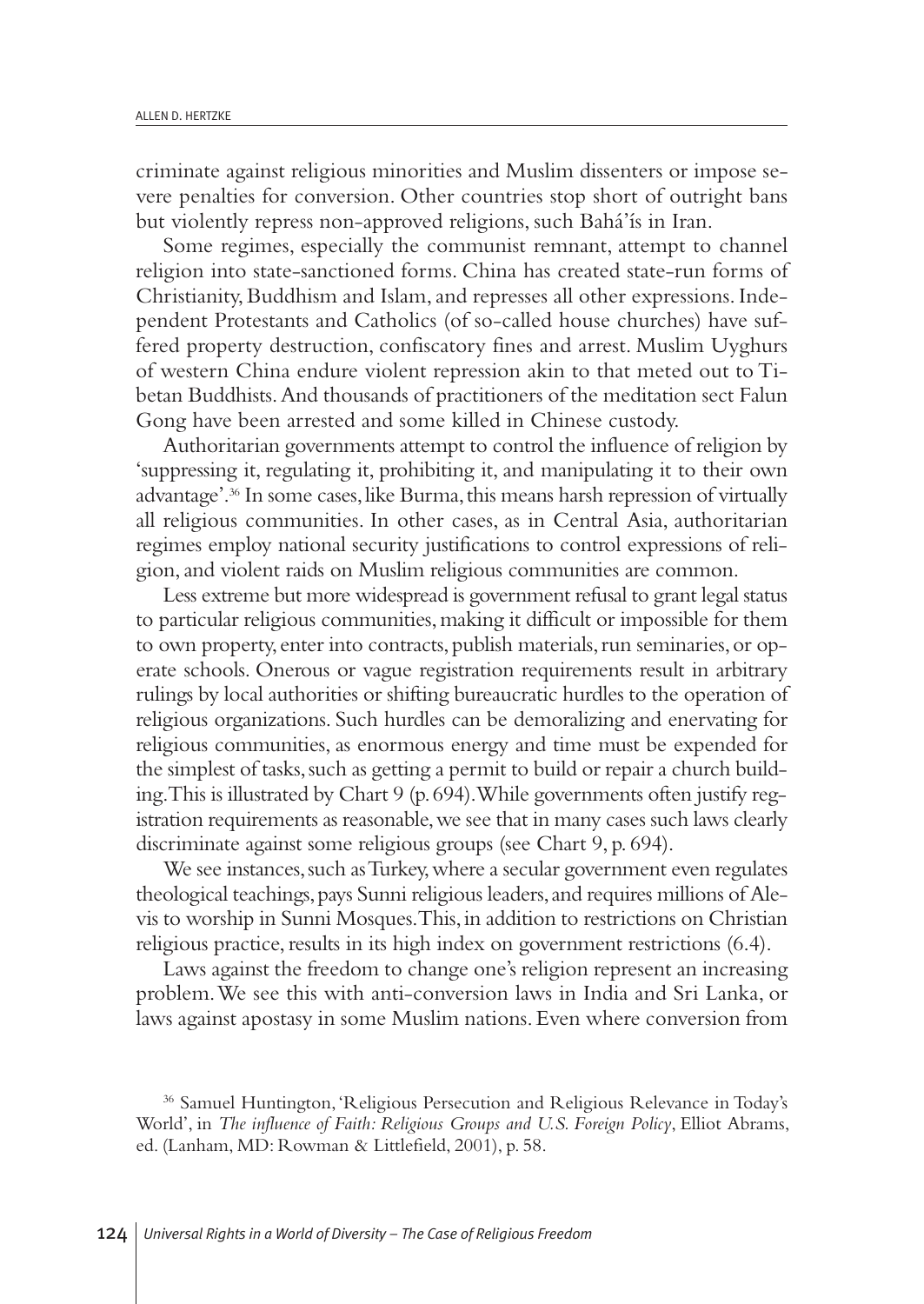criminate against religious minorities and Muslim dissenters or impose severe penalties for conversion. Other countries stop short of outright bans but violently repress non-approved religions, such Bahá'ís in Iran.

Some regimes, especially the communist remnant, attempt to channel religion into state-sanctioned forms. China has created state-run forms of Christianity, Buddhism and Islam, and represses all other expressions. Independent Protestants and Catholics (of so-called house churches) have suffered property destruction, confiscatory fines and arrest. Muslim Uyghurs of western China endure violent repression akin to that meted out to Tibetan Buddhists. And thousands of practitioners of the meditation sect Falun Gong have been arrested and some killed in Chinese custody.

Authoritarian governments attempt to control the influence of religion by 'suppressing it, regulating it, prohibiting it, and manipulating it to their own advantage'.[36] In some cases, like Burma, this means harsh repression of virtually all religious communities. In other cases, as in Central Asia, authoritarian regimes employ national security justifications to control expressions of religion, and violent raids on Muslim religious communities are common.

Less extreme but more widespread is government refusal to grant legal status to particular religious communities, making it difficult or impossible for them to own property, enter into contracts, publish materials, run seminaries, or operate schools. Onerous or vague registration requirements result in arbitrary rulings by local authorities or shifting bureaucratic hurdles to the operation of religious organizations. Such hurdles can be demoralizing and enervating for religious communities, as enormous energy and time must be expended for the simplest of tasks, such as getting a permit to build or repair a church building. This is illustrated by Chart 9 (p. 694). While governments often justify registration requirements as reasonable, we see that in many cases such laws clearly discriminate against some religious groups (see Chart 9, p. 694).

We see instances, such as Turkey, where a secular government even regulates theological teachings, pays Sunni religious leaders, and requires millions of Alevis to worship in Sunni Mosques. This, in addition to restrictions on Christian religious practice, results in its high index on government restrictions (6.4).

Laws against the freedom to change one's religion represent an increasing problem. We see this with anti-conversion laws in India and Sri Lanka, or laws against apostasy in some Muslim nations. Even where conversion from

[36] Samuel Huntington, 'Religious Persecution and Religious Relevance in Today's World', in *The influence of Faith: Religious Groups and U.S. Foreign Policy*, Elliot Abrams, ed. (Lanham, MD: Rowman & Littlefield, 2001), p. 58.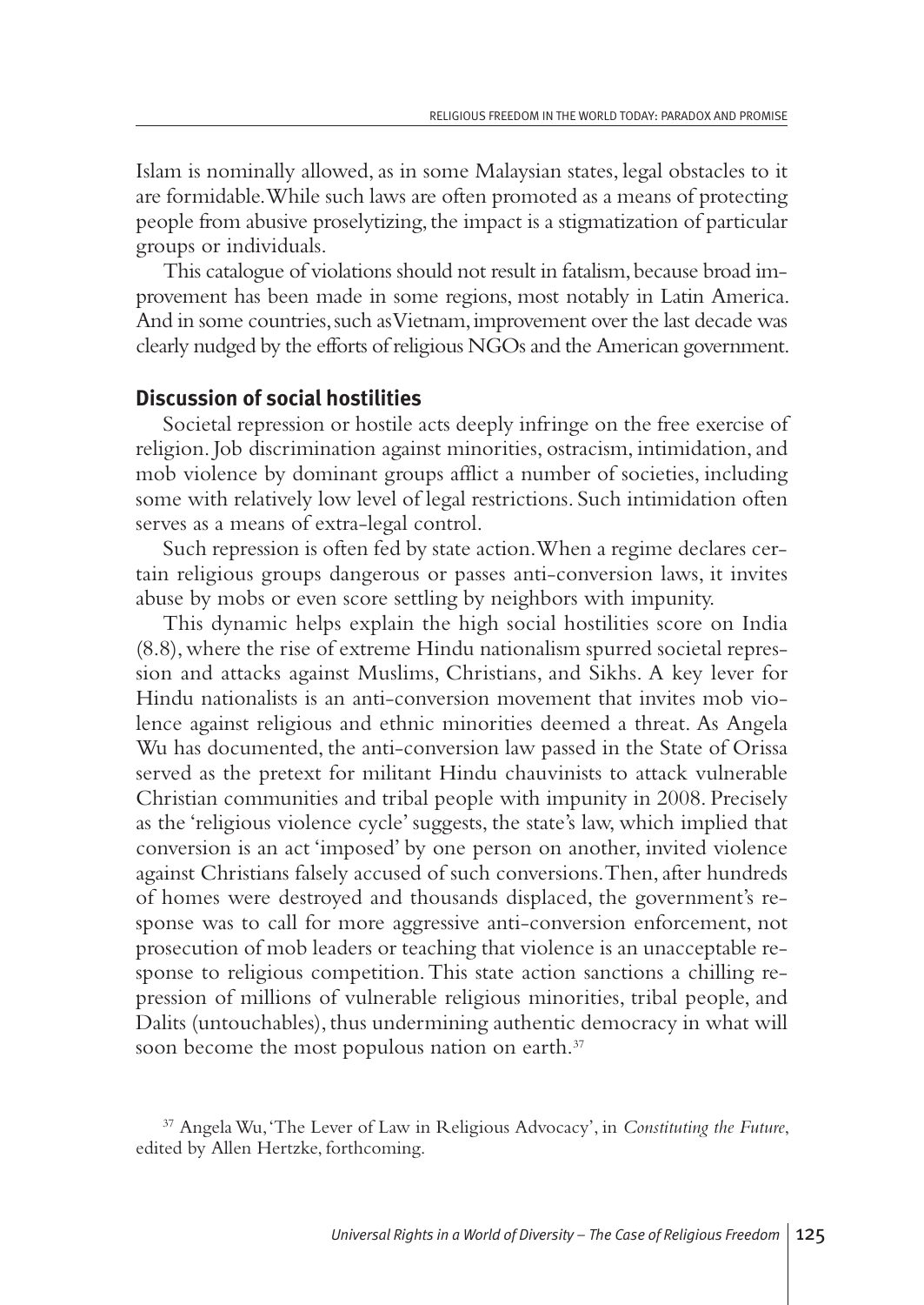Islam is nominally allowed, as in some Malaysian states, legal obstacles to it are formidable. While such laws are often promoted as a means of protecting people from abusive proselytizing, the impact is a stigmatization of particular groups or individuals.

This catalogue of violations should not result in fatalism, because broad improvement has been made in some regions, most notably in Latin America. And in some countries, such as Vietnam, improvement over the last decade was clearly nudged by the efforts of religious NGOs and the American government.

## Discussion of social hostilities

Societal repression or hostile acts deeply infringe on the free exercise of religion. Job discrimination against minorities, ostracism, intimidation, and mob violence by dominant groups afflict a number of societies, including some with relatively low level of legal restrictions. Such intimidation often serves as a means of extra-legal control.

Such repression is often fed by state action. When a regime declares certain religious groups dangerous or passes anti-conversion laws, it invites abuse by mobs or even score settling by neighbors with impunity.

This dynamic helps explain the high social hostilities score on India (8.8), where the rise of extreme Hindu nationalism spurred societal repression and attacks against Muslims, Christians, and Sikhs. A key lever for Hindu nationalists is an anti-conversion movement that invites mob violence against religious and ethnic minorities deemed a threat. As Angela Wu has documented, the anti-conversion law passed in the State of Orissa served as the pretext for militant Hindu chauvinists to attack vulnerable Christian communities and tribal people with impunity in 2008. Precisely as the 'religious violence cycle' suggests, the state's law, which implied that conversion is an act 'imposed' by one person on another, invited violence against Christians falsely accused of such conversions. Then, after hundreds of homes were destroyed and thousands displaced, the government's response was to call for more aggressive anti-conversion enforcement, not prosecution of mob leaders or teaching that violence is an unacceptable response to religious competition. This state action sanctions a chilling repression of millions of vulnerable religious minorities, tribal people, and Dalits (untouchables), thus undermining authentic democracy in what will soon become the most populous nation on earth.[37]

[37] Angela Wu, 'The Lever of Law in Religious Advocacy', in *Constituting the Future*, edited by Allen Hertzke, forthcoming.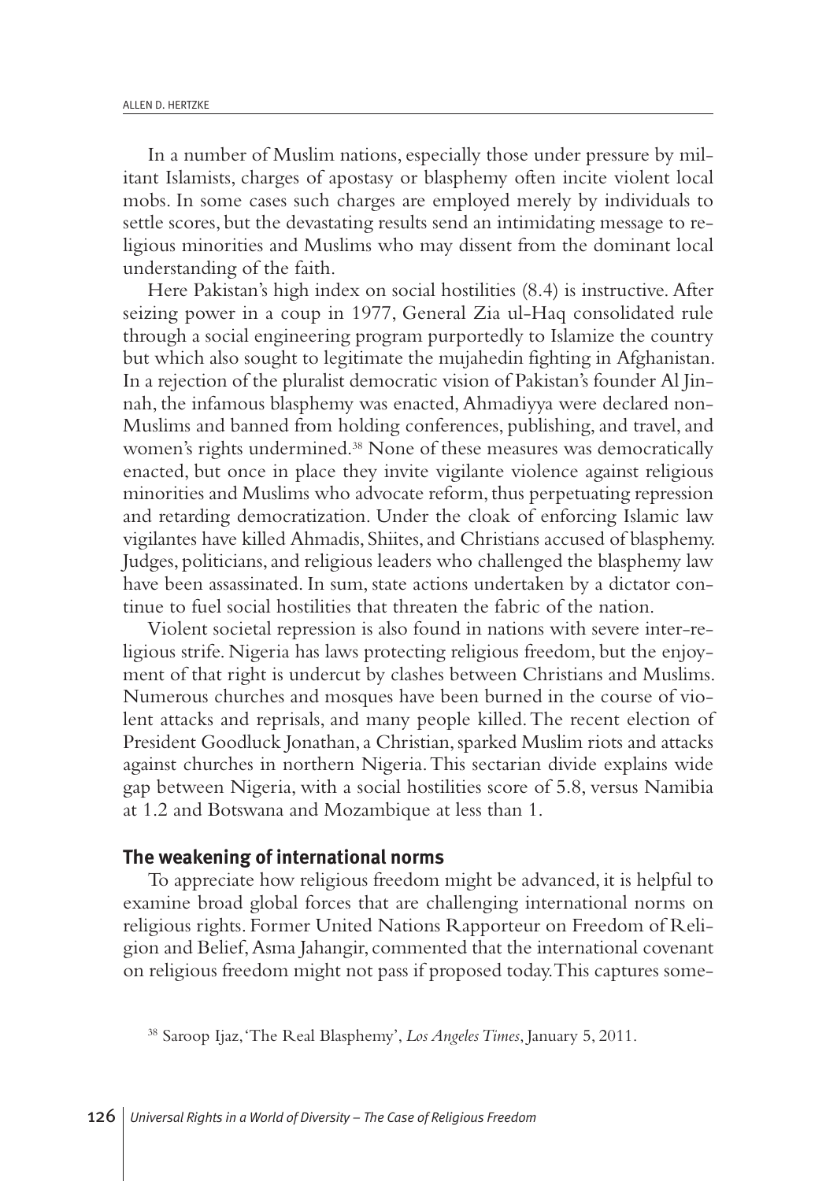In a number of Muslim nations, especially those under pressure by militant Islamists, charges of apostasy or blasphemy often incite violent local mobs. In some cases such charges are employed merely by individuals to settle scores, but the devastating results send an intimidating message to religious minorities and Muslims who may dissent from the dominant local understanding of the faith.

Here Pakistan's high index on social hostilities (8.4) is instructive. After seizing power in a coup in 1977, General Zia ul-Haq consolidated rule through a social engineering program purportedly to Islamize the country but which also sought to legitimate the mujahedin fighting in Afghanistan. In a rejection of the pluralist democratic vision of Pakistan's founder Al Jinnah, the infamous blasphemy was enacted, Ahmadiyya were declared non-Muslims and banned from holding conferences, publishing, and travel, and women's rights undermined.[38] None of these measures was democratically enacted, but once in place they invite vigilante violence against religious minorities and Muslims who advocate reform, thus perpetuating repression and retarding democratization. Under the cloak of enforcing Islamic law vigilantes have killed Ahmadis, Shiites, and Christians accused of blasphemy. Judges, politicians, and religious leaders who challenged the blasphemy law have been assassinated. In sum, state actions undertaken by a dictator continue to fuel social hostilities that threaten the fabric of the nation.

Violent societal repression is also found in nations with severe inter-religious strife. Nigeria has laws protecting religious freedom, but the enjoyment of that right is undercut by clashes between Christians and Muslims. Numerous churches and mosques have been burned in the course of violent attacks and reprisals, and many people killed. The recent election of President Goodluck Jonathan, a Christian, sparked Muslim riots and attacks against churches in northern Nigeria. This sectarian divide explains wide gap between Nigeria, with a social hostilities score of 5.8, versus Namibia at 1.2 and Botswana and Mozambique at less than 1.

## The weakening of international norms

To appreciate how religious freedom might be advanced, it is helpful to examine broad global forces that are challenging international norms on religious rights. Former United Nations Rapporteur on Freedom of Religion and Belief, Asma Jahangir, commented that the international covenant on religious freedom might not pass if proposed today. This captures some-

[38] Saroop Ijaz, 'The Real Blasphemy', *Los Angeles Times*, January 5, 2011.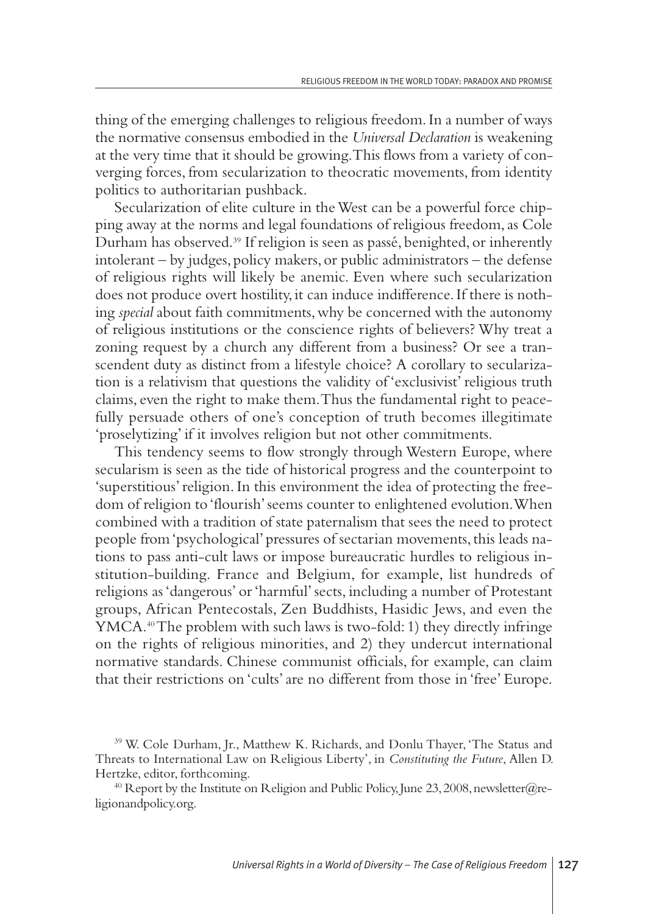thing of the emerging challenges to religious freedom. In a number of ways the normative consensus embodied in the *Universal Declaration* is weakening at the very time that it should be growing. This flows from a variety of converging forces, from secularization to theocratic movements, from identity politics to authoritarian pushback.

Secularization of elite culture in the West can be a powerful force chipping away at the norms and legal foundations of religious freedom, as Cole Durham has observed.[39] If religion is seen as passé, benighted, or inherently intolerant – by judges, policy makers, or public administrators – the defense of religious rights will likely be anemic. Even where such secularization does not produce overt hostility, it can induce indifference. If there is nothing *special* about faith commitments, why be concerned with the autonomy of religious institutions or the conscience rights of believers? Why treat a zoning request by a church any different from a business? Or see a transcendent duty as distinct from a lifestyle choice? A corollary to secularization is a relativism that questions the validity of 'exclusivist' religious truth claims, even the right to make them. Thus the fundamental right to peacefully persuade others of one's conception of truth becomes illegitimate 'proselytizing' if it involves religion but not other commitments.

This tendency seems to flow strongly through Western Europe, where secularism is seen as the tide of historical progress and the counterpoint to 'superstitious' religion. In this environment the idea of protecting the freedom of religion to 'flourish' seems counter to enlightened evolution. When combined with a tradition of state paternalism that sees the need to protect people from 'psychological' pressures of sectarian movements, this leads nations to pass anti-cult laws or impose bureaucratic hurdles to religious institution-building. France and Belgium, for example, list hundreds of religions as 'dangerous' or 'harmful' sects, including a number of Protestant groups, African Pentecostals, Zen Buddhists, Hasidic Jews, and even the YMCA.[40] The problem with such laws is two-fold: 1) they directly infringe on the rights of religious minorities, and 2) they undercut international normative standards. Chinese communist officials, for example, can claim that their restrictions on 'cults' are no different from those in 'free' Europe.

[39] W. Cole Durham, Jr., Matthew K. Richards, and Donlu Thayer, 'The Status and Threats to International Law on Religious Liberty', in *Constituting the Future*, Allen D. Hertzke, editor, forthcoming.

[40] Report by the Institute on Religion and Public Policy, June 23, 2008, newsletter@religionandpolicy.org.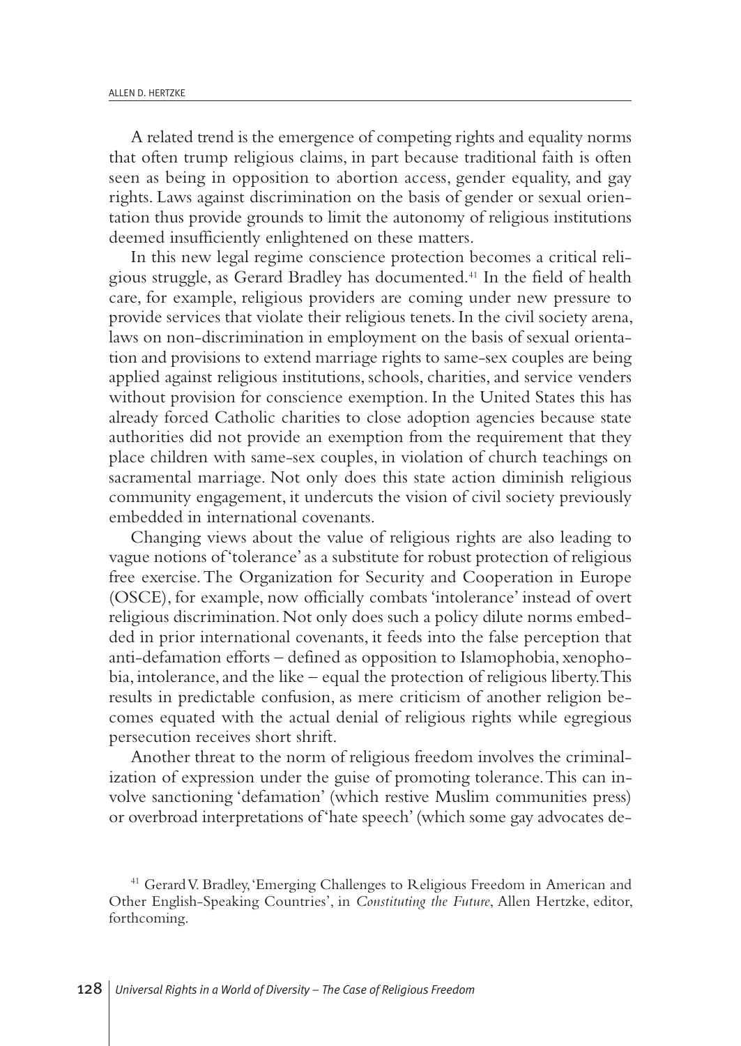A related trend is the emergence of competing rights and equality norms that often trump religious claims, in part because traditional faith is often seen as being in opposition to abortion access, gender equality, and gay rights. Laws against discrimination on the basis of gender or sexual orientation thus provide grounds to limit the autonomy of religious institutions deemed insufficiently enlightened on these matters.

In this new legal regime conscience protection becomes a critical religious struggle, as Gerard Bradley has documented.[41] In the field of health care, for example, religious providers are coming under new pressure to provide services that violate their religious tenets. In the civil society arena, laws on non-discrimination in employment on the basis of sexual orientation and provisions to extend marriage rights to same-sex couples are being applied against religious institutions, schools, charities, and service venders without provision for conscience exemption. In the United States this has already forced Catholic charities to close adoption agencies because state authorities did not provide an exemption from the requirement that they place children with same-sex couples, in violation of church teachings on sacramental marriage. Not only does this state action diminish religious community engagement, it undercuts the vision of civil society previously embedded in international covenants.

Changing views about the value of religious rights are also leading to vague notions of 'tolerance' as a substitute for robust protection of religious free exercise. The Organization for Security and Cooperation in Europe (OSCE), for example, now officially combats 'intolerance' instead of overt religious discrimination. Not only does such a policy dilute norms embedded in prior international covenants, it feeds into the false perception that anti-defamation efforts – defined as opposition to Islamophobia, xenophobia, intolerance, and the like – equal the protection of religious liberty. This results in predictable confusion, as mere criticism of another religion becomes equated with the actual denial of religious rights while egregious persecution receives short shrift.

Another threat to the norm of religious freedom involves the criminalization of expression under the guise of promoting tolerance. This can involve sanctioning 'defamation' (which restive Muslim communities press) or overbroad interpretations of 'hate speech' (which some gay advocates de-

[41] Gerard V. Bradley, 'Emerging Challenges to Religious Freedom in American and Other English-Speaking Countries', in *Constituting the Future*, Allen Hertzke, editor, forthcoming.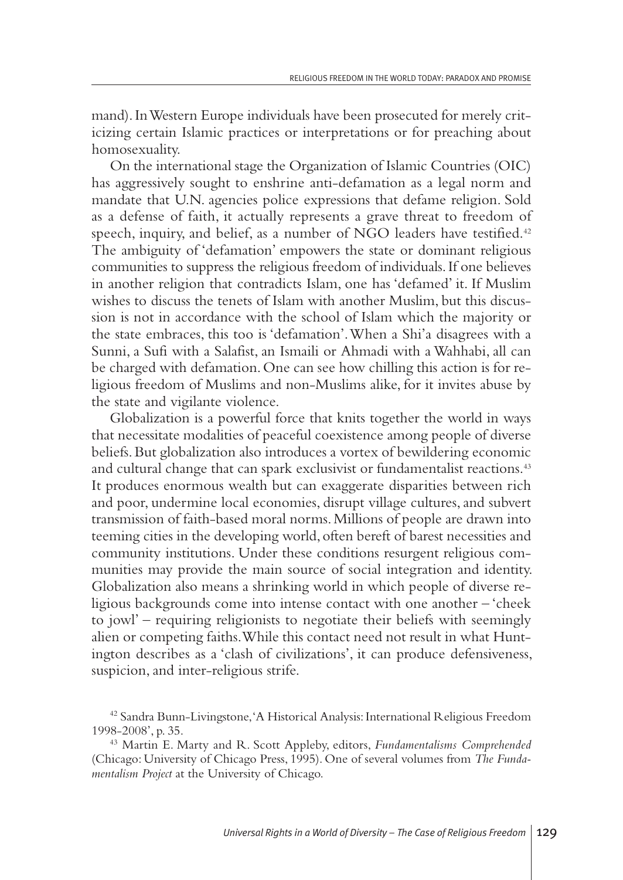mand). In Western Europe individuals have been prosecuted for merely criticizing certain Islamic practices or interpretations or for preaching about homosexuality.

On the international stage the Organization of Islamic Countries (OIC) has aggressively sought to enshrine anti-defamation as a legal norm and mandate that U.N. agencies police expressions that defame religion. Sold as a defense of faith, it actually represents a grave threat to freedom of speech, inquiry, and belief, as a number of NGO leaders have testified.[42] The ambiguity of 'defamation' empowers the state or dominant religious communities to suppress the religious freedom of individuals. If one believes in another religion that contradicts Islam, one has 'defamed' it. If Muslim wishes to discuss the tenets of Islam with another Muslim, but this discussion is not in accordance with the school of Islam which the majority or the state embraces, this too is 'defamation'. When a Shi'a disagrees with a Sunni, a Sufi with a Salafist, an Ismaili or Ahmadi with a Wahhabi, all can be charged with defamation. One can see how chilling this action is for religious freedom of Muslims and non-Muslims alike, for it invites abuse by the state and vigilante violence.

Globalization is a powerful force that knits together the world in ways that necessitate modalities of peaceful coexistence among people of diverse beliefs. But globalization also introduces a vortex of bewildering economic and cultural change that can spark exclusivist or fundamentalist reactions.[43] It produces enormous wealth but can exaggerate disparities between rich and poor, undermine local economies, disrupt village cultures, and subvert transmission of faith-based moral norms. Millions of people are drawn into teeming cities in the developing world, often bereft of barest necessities and community institutions. Under these conditions resurgent religious communities may provide the main source of social integration and identity. Globalization also means a shrinking world in which people of diverse religious backgrounds come into intense contact with one another – 'cheek to jowl' – requiring religionists to negotiate their beliefs with seemingly alien or competing faiths. While this contact need not result in what Huntington describes as a 'clash of civilizations', it can produce defensiveness, suspicion, and inter-religious strife.

---

[42] Sandra Bunn-Livingstone, 'A Historical Analysis: International Religious Freedom 1998-2008', p. 35.

[43] Martin E. Marty and R. Scott Appleby, editors, *Fundamentalisms Comprehended* (Chicago: University of Chicago Press, 1995). One of several volumes from *The Fundamentalism Project* at the University of Chicago.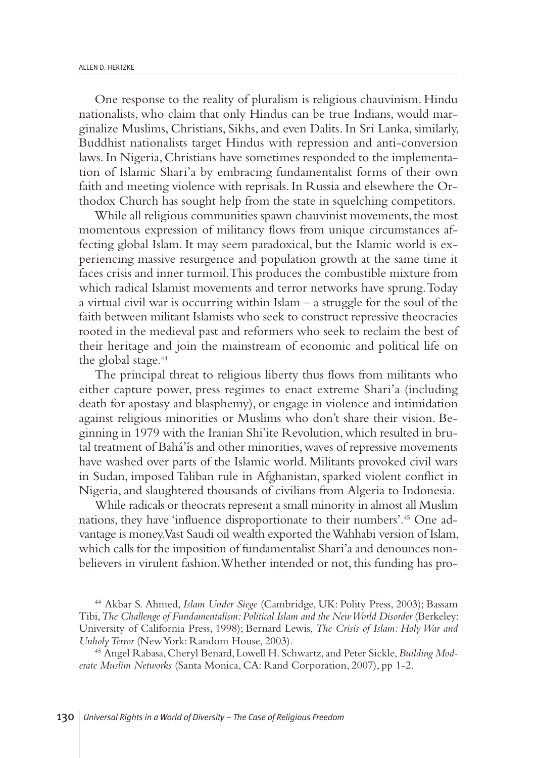One response to the reality of pluralism is religious chauvinism. Hindu nationalists, who claim that only Hindus can be true Indians, would marginalize Muslims, Christians, Sikhs, and even Dalits. In Sri Lanka, similarly, Buddhist nationalists target Hindus with repression and anti-conversion laws. In Nigeria, Christians have sometimes responded to the implementation of Islamic Shari'a by embracing fundamentalist forms of their own faith and meeting violence with reprisals. In Russia and elsewhere the Orthodox Church has sought help from the state in squelching competitors.

While all religious communities spawn chauvinist movements, the most momentous expression of militancy flows from unique circumstances affecting global Islam. It may seem paradoxical, but the Islamic world is experiencing massive resurgence and population growth at the same time it faces crisis and inner turmoil. This produces the combustible mixture from which radical Islamist movements and terror networks have sprung. Today a virtual civil war is occurring within Islam – a struggle for the soul of the faith between militant Islamists who seek to construct repressive theocracies rooted in the medieval past and reformers who seek to reclaim the best of their heritage and join the mainstream of economic and political life on the global stage.[44]

The principal threat to religious liberty thus flows from militants who either capture power, press regimes to enact extreme Shari'a (including death for apostasy and blasphemy), or engage in violence and intimidation against religious minorities or Muslims who don't share their vision. Beginning in 1979 with the Iranian Shi'ite Revolution, which resulted in brutal treatment of Bahá'ís and other minorities, waves of repressive movements have washed over parts of the Islamic world. Militants provoked civil wars in Sudan, imposed Taliban rule in Afghanistan, sparked violent conflict in Nigeria, and slaughtered thousands of civilians from Algeria to Indonesia.

While radicals or theocrats represent a small minority in almost all Muslim nations, they have 'influence disproportionate to their numbers'.[45] One advantage is money. Vast Saudi oil wealth exported the Wahhabi version of Islam, which calls for the imposition of fundamentalist Shari'a and denounces nonbelievers in virulent fashion. Whether intended or not, this funding has pro-

---

[44] Akbar S. Ahmed, *Islam Under Siege* (Cambridge, UK: Polity Press, 2003); Bassam Tibi, *The Challenge of Fundamentalism: Political Islam and the New World Disorder* (Berkeley: University of California Press, 1998); Bernard Lewis, *The Crisis of Islam: Holy War and Unholy Terror* (New York: Random House, 2003).

[45] Angel Rabasa, Cheryl Benard, Lowell H. Schwartz, and Peter Sickle, *Building Moderate Muslim Networks* (Santa Monica, CA: Rand Corporation, 2007), pp 1-2.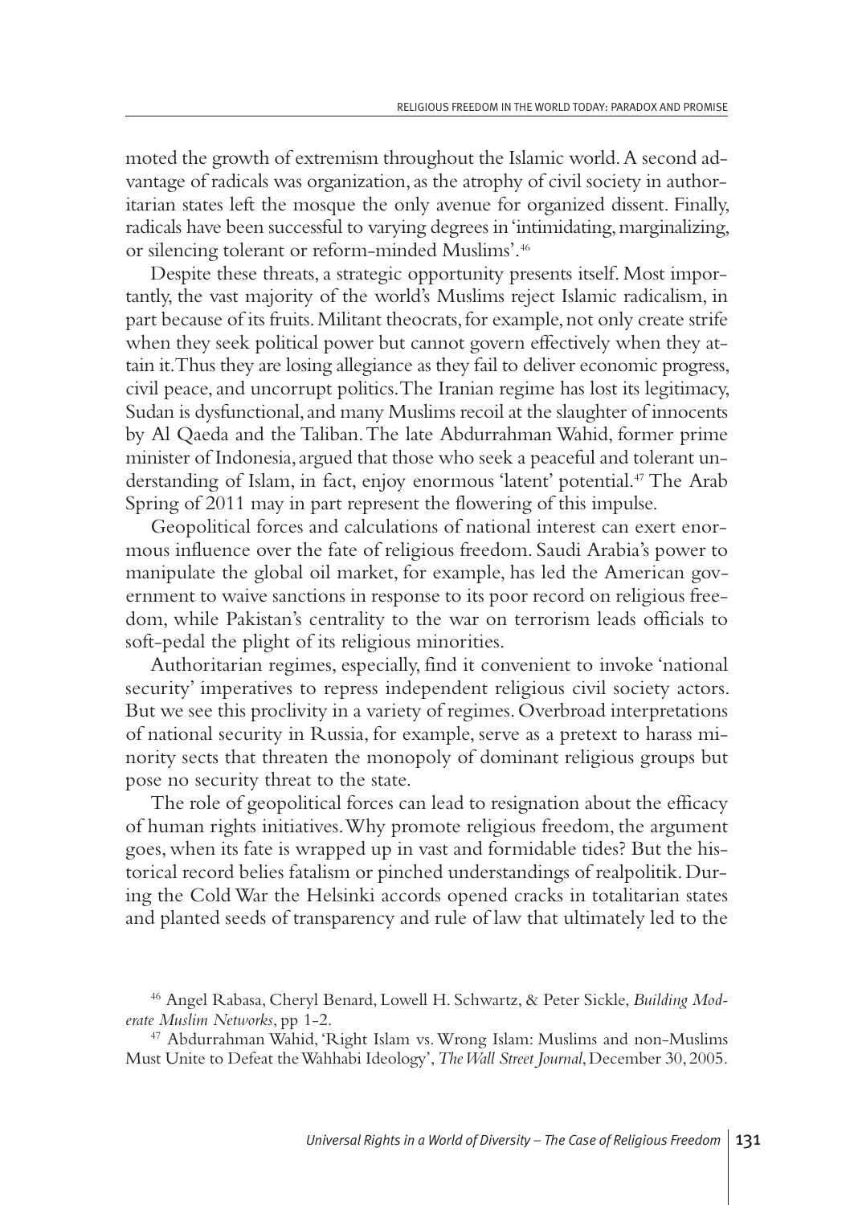moted the growth of extremism throughout the Islamic world. A second advantage of radicals was organization, as the atrophy of civil society in authoritarian states left the mosque the only avenue for organized dissent. Finally, radicals have been successful to varying degrees in 'intimidating, marginalizing, or silencing tolerant or reform-minded Muslims'.[46]

Despite these threats, a strategic opportunity presents itself. Most importantly, the vast majority of the world's Muslims reject Islamic radicalism, in part because of its fruits. Militant theocrats, for example, not only create strife when they seek political power but cannot govern effectively when they attain it. Thus they are losing allegiance as they fail to deliver economic progress, civil peace, and uncorrupt politics. The Iranian regime has lost its legitimacy, Sudan is dysfunctional, and many Muslims recoil at the slaughter of innocents by Al Qaeda and the Taliban. The late Abdurrahman Wahid, former prime minister of Indonesia, argued that those who seek a peaceful and tolerant understanding of Islam, in fact, enjoy enormous 'latent' potential.[47] The Arab Spring of 2011 may in part represent the flowering of this impulse.

Geopolitical forces and calculations of national interest can exert enormous influence over the fate of religious freedom. Saudi Arabia's power to manipulate the global oil market, for example, has led the American government to waive sanctions in response to its poor record on religious freedom, while Pakistan's centrality to the war on terrorism leads officials to soft-pedal the plight of its religious minorities.

Authoritarian regimes, especially, find it convenient to invoke 'national security' imperatives to repress independent religious civil society actors. But we see this proclivity in a variety of regimes. Overbroad interpretations of national security in Russia, for example, serve as a pretext to harass minority sects that threaten the monopoly of dominant religious groups but pose no security threat to the state.

The role of geopolitical forces can lead to resignation about the efficacy of human rights initiatives. Why promote religious freedom, the argument goes, when its fate is wrapped up in vast and formidable tides? But the historical record belies fatalism or pinched understandings of realpolitik. During the Cold War the Helsinki accords opened cracks in totalitarian states and planted seeds of transparency and rule of law that ultimately led to the

[46] Angel Rabasa, Cheryl Benard, Lowell H. Schwartz, & Peter Sickle, *Building Moderate Muslim Networks*, pp 1-2.

[47] Abdurrahman Wahid, 'Right Islam vs. Wrong Islam: Muslims and non-Muslims Must Unite to Defeat the Wahhabi Ideology', *The Wall Street Journal*, December 30, 2005.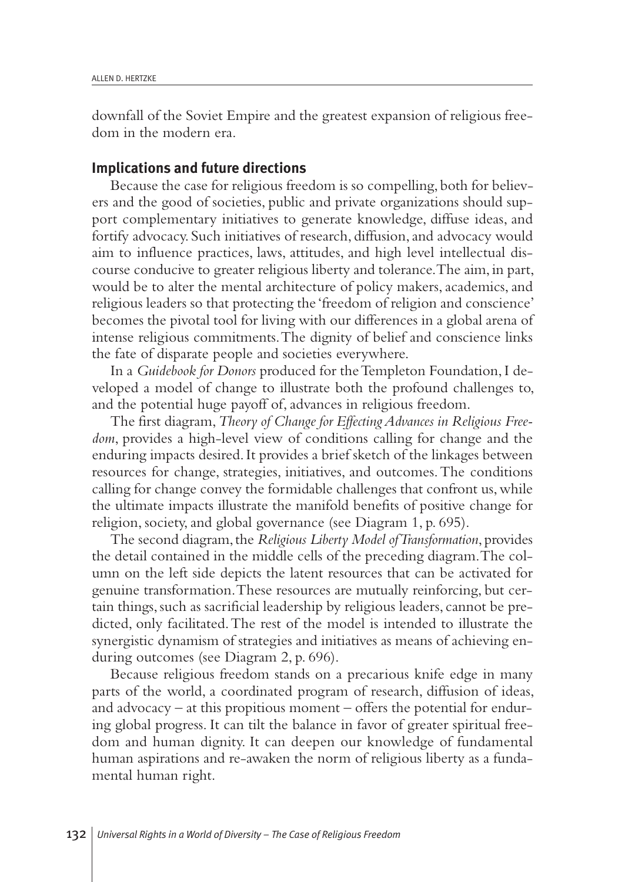downfall of the Soviet Empire and the greatest expansion of religious freedom in the modern era.

## Implications and future directions

Because the case for religious freedom is so compelling, both for believers and the good of societies, public and private organizations should support complementary initiatives to generate knowledge, diffuse ideas, and fortify advocacy. Such initiatives of research, diffusion, and advocacy would aim to influence practices, laws, attitudes, and high level intellectual discourse conducive to greater religious liberty and tolerance. The aim, in part, would be to alter the mental architecture of policy makers, academics, and religious leaders so that protecting the 'freedom of religion and conscience' becomes the pivotal tool for living with our differences in a global arena of intense religious commitments. The dignity of belief and conscience links the fate of disparate people and societies everywhere.

In a *Guidebook for Donors* produced for the Templeton Foundation, I developed a model of change to illustrate both the profound challenges to, and the potential huge payoff of, advances in religious freedom.

The first diagram, *Theory of Change for Effecting Advances in Religious Freedom*, provides a high-level view of conditions calling for change and the enduring impacts desired. It provides a brief sketch of the linkages between resources for change, strategies, initiatives, and outcomes. The conditions calling for change convey the formidable challenges that confront us, while the ultimate impacts illustrate the manifold benefits of positive change for religion, society, and global governance (see Diagram 1, p. 695).

The second diagram, the *Religious Liberty Model of Transformation*, provides the detail contained in the middle cells of the preceding diagram. The column on the left side depicts the latent resources that can be activated for genuine transformation. These resources are mutually reinforcing, but certain things, such as sacrificial leadership by religious leaders, cannot be predicted, only facilitated. The rest of the model is intended to illustrate the synergistic dynamism of strategies and initiatives as means of achieving enduring outcomes (see Diagram 2, p. 696).

Because religious freedom stands on a precarious knife edge in many parts of the world, a coordinated program of research, diffusion of ideas, and advocacy – at this propitious moment – offers the potential for enduring global progress. It can tilt the balance in favor of greater spiritual freedom and human dignity. It can deepen our knowledge of fundamental human aspirations and re-awaken the norm of religious liberty as a fundamental human right.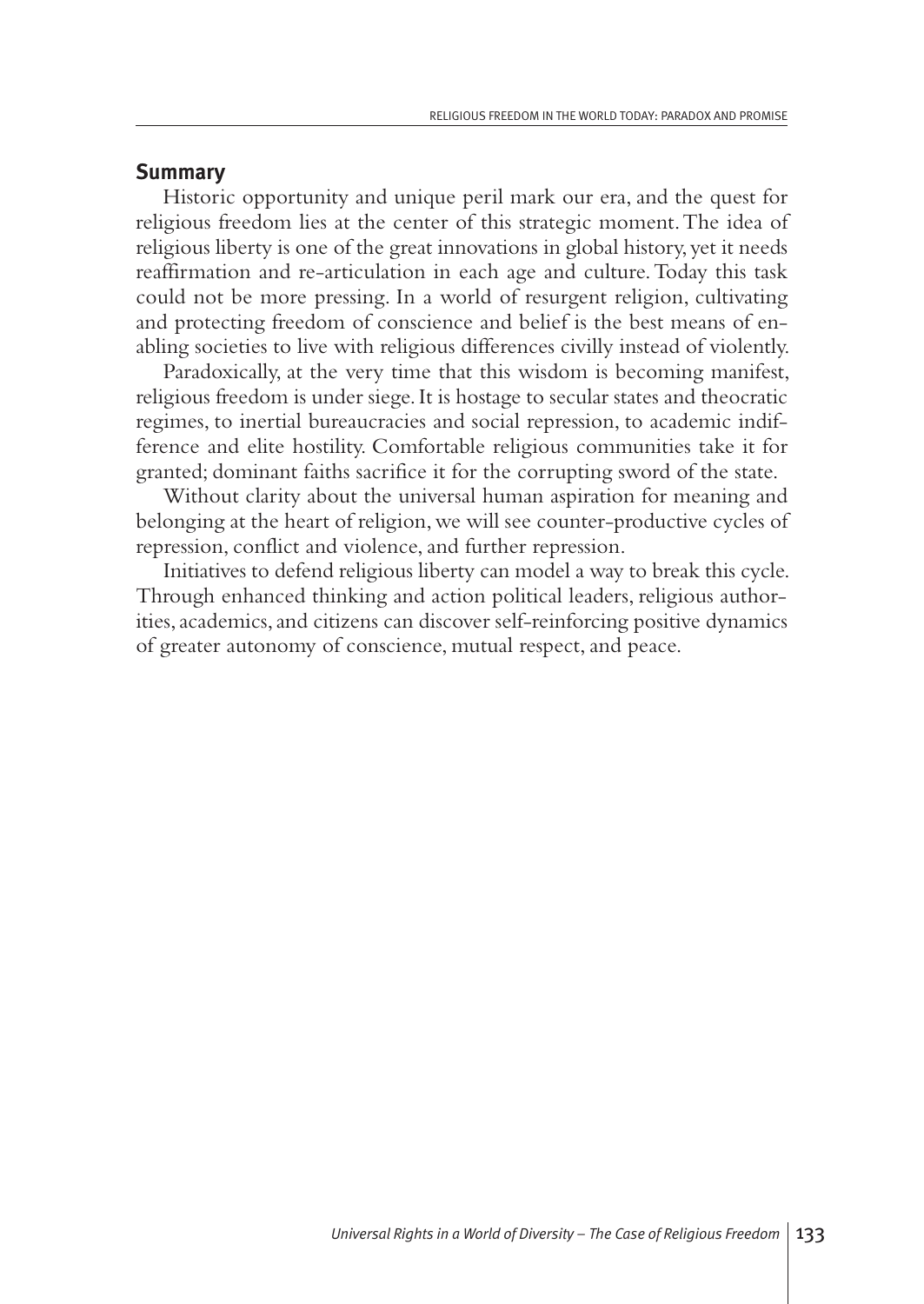## Summary

Historic opportunity and unique peril mark our era, and the quest for religious freedom lies at the center of this strategic moment. The idea of religious liberty is one of the great innovations in global history, yet it needs reaffirmation and re-articulation in each age and culture. Today this task could not be more pressing. In a world of resurgent religion, cultivating and protecting freedom of conscience and belief is the best means of enabling societies to live with religious differences civilly instead of violently.

Paradoxically, at the very time that this wisdom is becoming manifest, religious freedom is under siege. It is hostage to secular states and theocratic regimes, to inertial bureaucracies and social repression, to academic indifference and elite hostility. Comfortable religious communities take it for granted; dominant faiths sacrifice it for the corrupting sword of the state.

Without clarity about the universal human aspiration for meaning and belonging at the heart of religion, we will see counter-productive cycles of repression, conflict and violence, and further repression.

Initiatives to defend religious liberty can model a way to break this cycle. Through enhanced thinking and action political leaders, religious authorities, academics, and citizens can discover self-reinforcing positive dynamics of greater autonomy of conscience, mutual respect, and peace.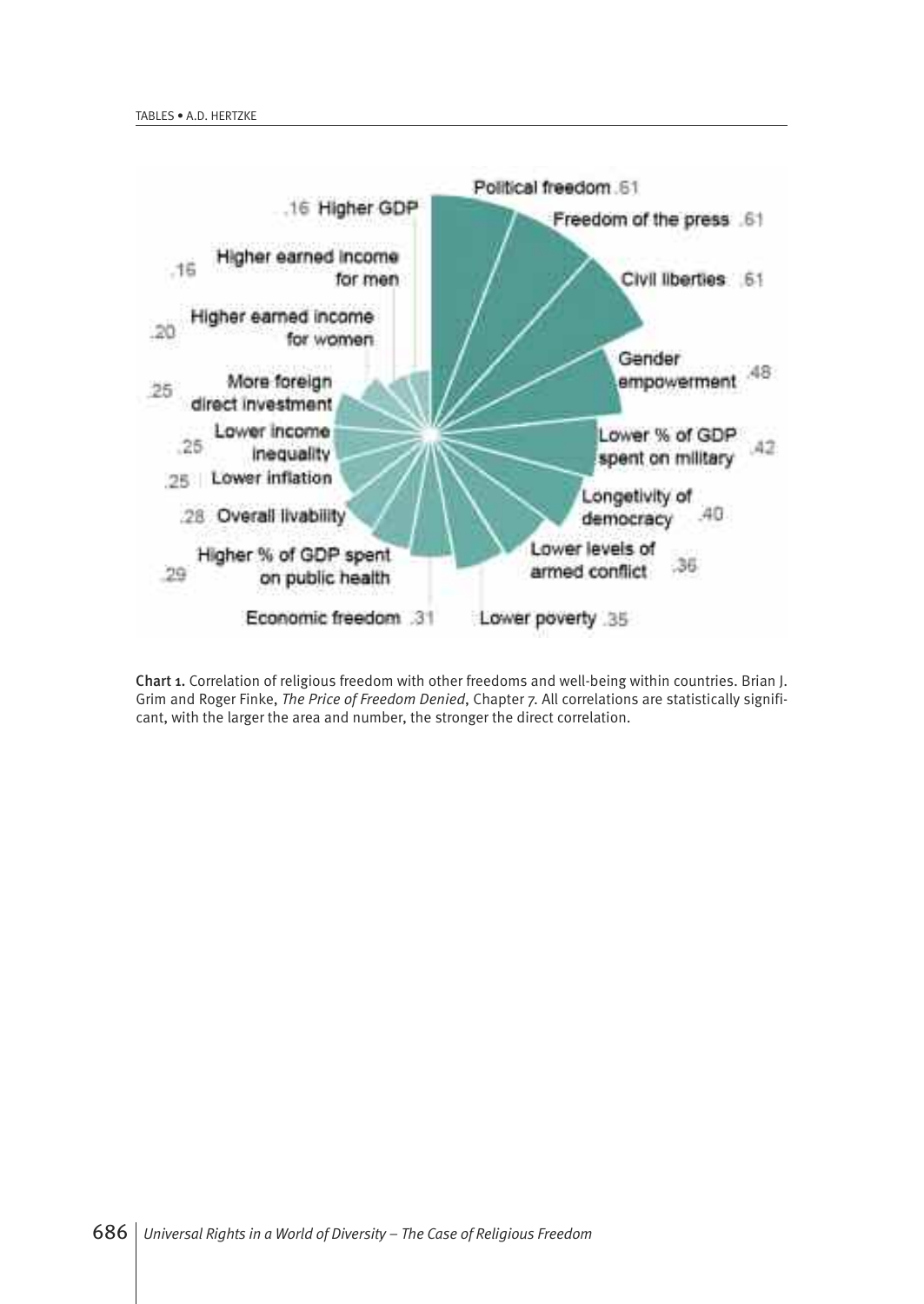| Variable | Correlation |
| --- | --- |
| Political freedom | .61 |
| Freedom of the press | .61 |
| Civil liberties | .61 |
| Gender empowerment | .48 |
| Lower % of GDP spent on military | .42 |
| Longetivity of democracy | .40 |
| Lower levels of armed conflict | .36 |
| Lower poverty | .35 |
| Economic freedom | .31 |
| Higher % of GDP spent on public health | .29 |
| Overall livability | .28 |
| Lower inflation | .25 |
| Lower income inequality | .25 |
| More foreign direct investment | .25 |
| Higher earned income for women | .20 |
| Higher earned income for men | .16 |
| Higher GDP | .16 |

**Chart 1.** Correlation of religious freedom with other freedoms and well-being within countries. Brian J. Grim and Roger Finke, *The Price of Freedom Denied*, Chapter 7. All correlations are statistically significant, with the larger the area and number, the stronger the direct correlation.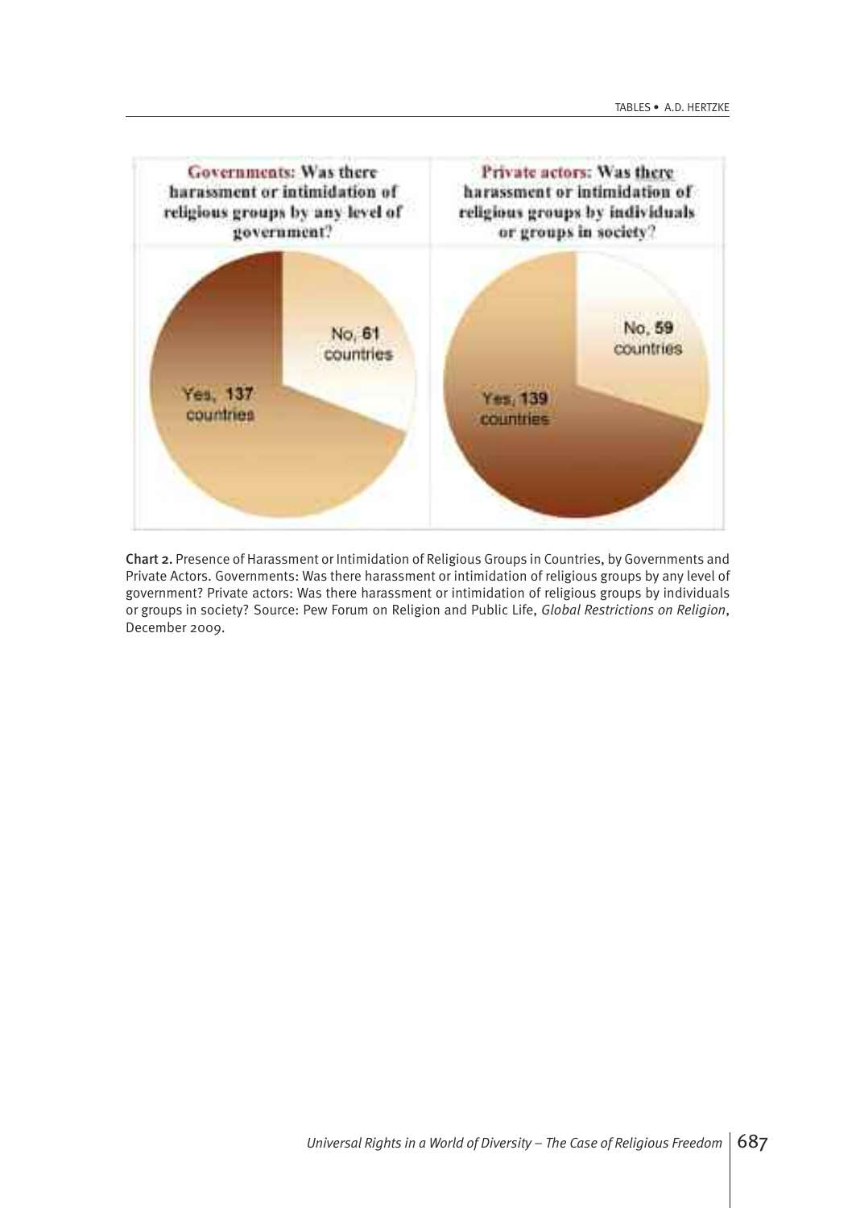Governments: Was there harassment or intimidation of religious groups by any level of government?

No, 61 countries

Yes, 137 countries

Private actors: Was there harassment or intimidation of religious groups by individuals or groups in society?

No, 59 countries

Yes, 139 countries

**Chart 2.** Presence of Harassment or Intimidation of Religious Groups in Countries, by Governments and Private Actors. Governments: Was there harassment or intimidation of religious groups by any level of government? Private actors: Was there harassment or intimidation of religious groups by individuals or groups in society? Source: Pew Forum on Religion and Public Life, *Global Restrictions on Religion*, December 2009.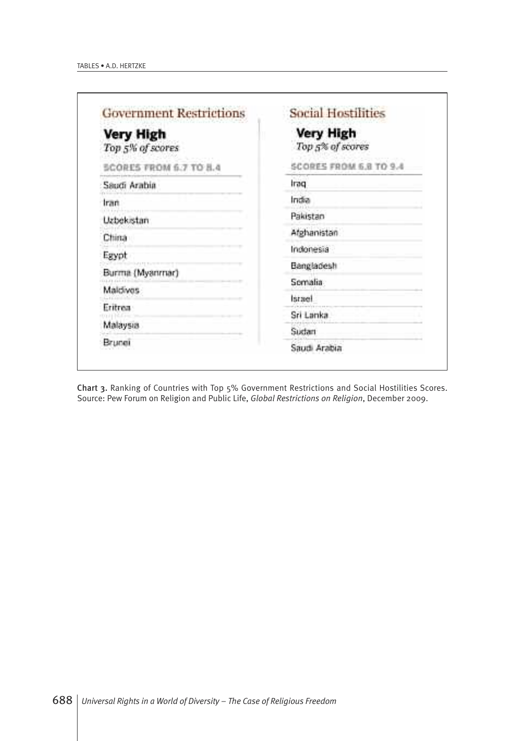| Government Restrictions | Social Hostilities |
| --- | --- |
| **Very High** | **Very High** |
| *Top 5% of scores* | *Top 5% of scores* |
| SCORES FROM 6.7 TO 8.4 | SCORES FROM 6.8 TO 9.4 |
| Saudi Arabia | Iraq |
| Iran | India |
| Uzbekistan | Pakistan |
| China | Afghanistan |
| Egypt | Indonesia |
| Burma (Myanmar) | Bangladesh |
| Maldives | Somalia |
| Eritrea | Israel |
| Malaysia | Sri Lanka |
| Brunei | Sudan |
| | Saudi Arabia |

Chart 3. Ranking of Countries with Top 5% Government Restrictions and Social Hostilities Scores. Source: Pew Forum on Religion and Public Life, *Global Restrictions on Religion*, December 2009.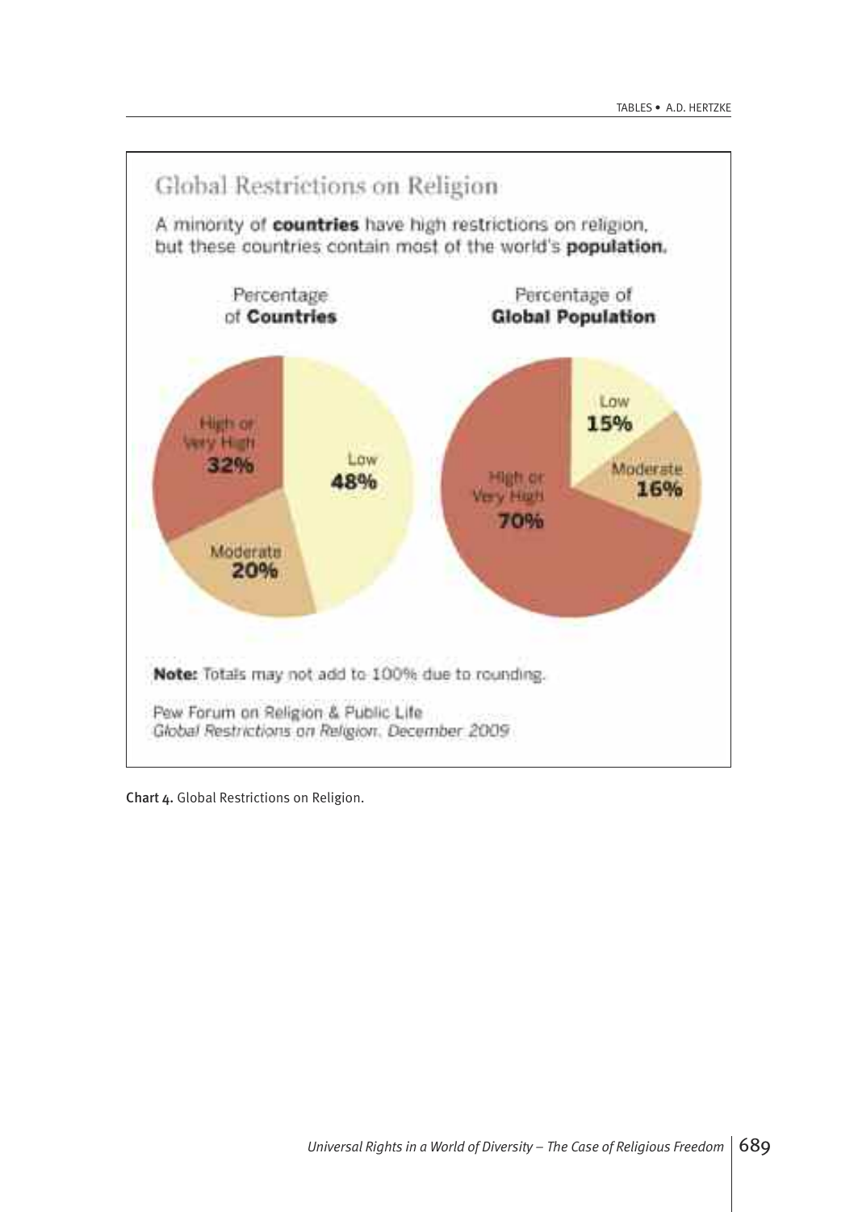## Global Restrictions on Religion

A minority of **countries** have high restrictions on religion, but these countries contain most of the world's **population.**

| Percentage of **Countries** | |
|---|---|
| High or Very High | 32% |
| Moderate | 20% |
| Low | 48% |

| Percentage of **Global Population** | |
|---|---|
| High or Very High | 70% |
| Moderate | 16% |
| Low | 15% |

**Note:** Totals may not add to 100% due to rounding.

Pew Forum on Religion & Public Life
*Global Restrictions on Religion*, December 2009

Chart 4. Global Restrictions on Religion.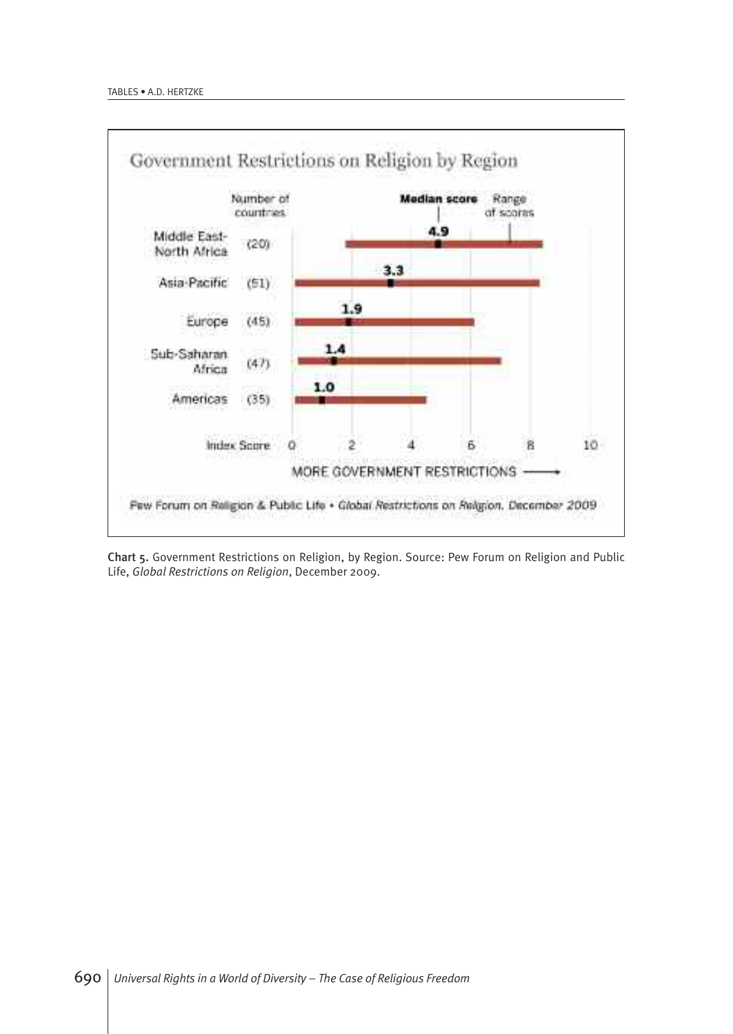## Government Restrictions on Religion by Region

| Region | Number of countries | Median score |
|---|---|---|
| Middle East-North Africa | (20) | 4.9 |
| Asia-Pacific | (51) | 3.3 |
| Europe | (45) | 1.9 |
| Sub-Saharan Africa | (47) | 1.4 |
| Americas | (35) | 1.0 |

Index Score 0 2 4 6 8 10

MORE GOVERNMENT RESTRICTIONS ⟶

Pew Forum on Religion & Public Life • *Global Restrictions on Religion*, December 2009

Chart 5. Government Restrictions on Religion, by Region. Source: Pew Forum on Religion and Public Life, *Global Restrictions on Religion*, December 2009.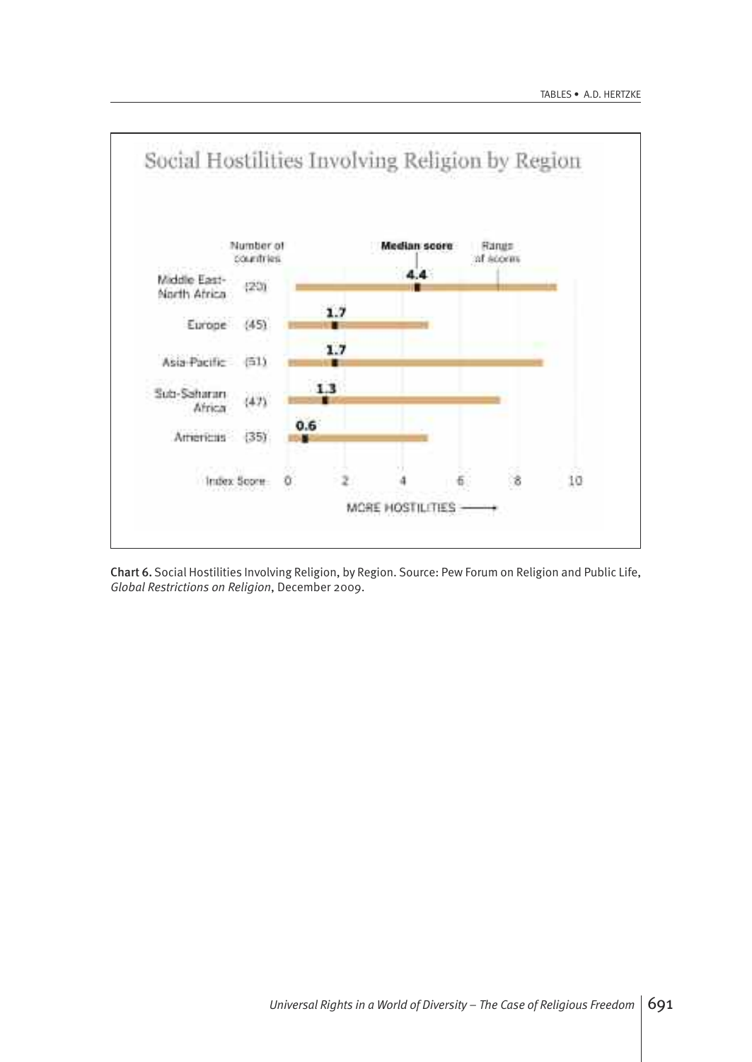## Social Hostilities Involving Religion by Region

| Region | Number of countries | Median score |
|---|---|---|
| Middle East-North Africa | (20) | 4.4 |
| Europe | (45) | 1.7 |
| Asia-Pacific | (51) | 1.7 |
| Sub-Saharan Africa | (47) | 1.3 |
| Americas | (35) | 0.6 |

Index Score: 0 – 10 (MORE HOSTILITIES →)

Chart 6. Social Hostilities Involving Religion, by Region. Source: Pew Forum on Religion and Public Life, *Global Restrictions on Religion*, December 2009.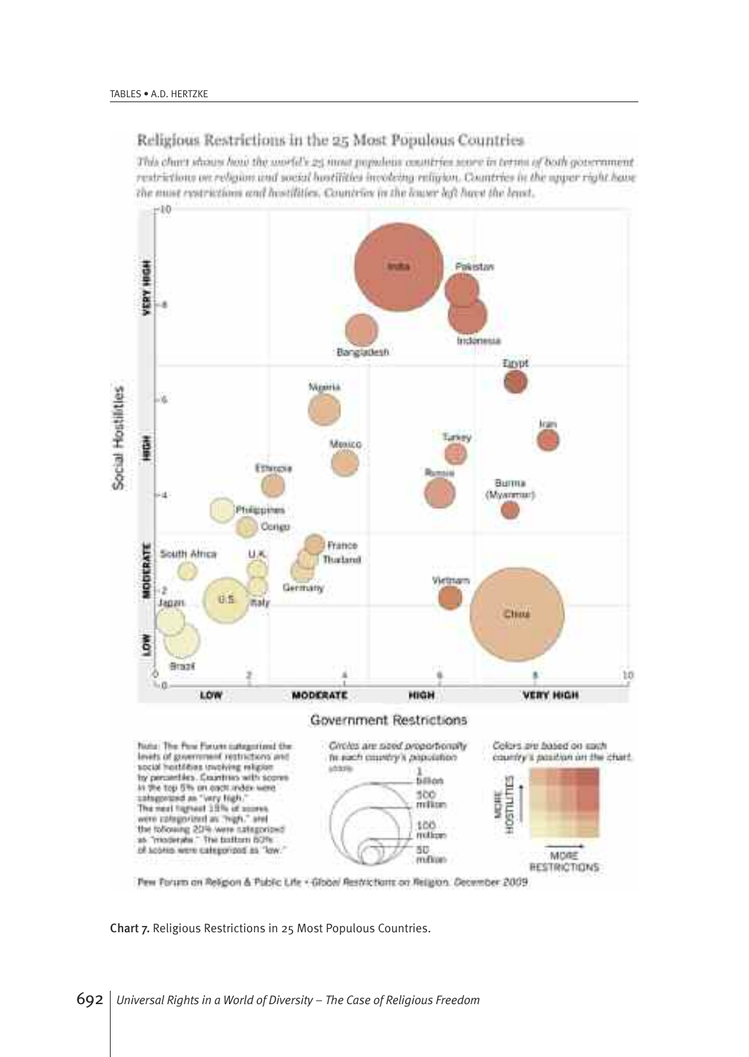## Religious Restrictions in the 25 Most Populous Countries

*This chart shows how the world's 25 most populous countries score in terms of both government restrictions on religion and social hostilities involving religion. Countries in the upper right have the most restrictions and hostilities. Countries in the lower left have the least.*

Note: The Pew Forum categorized the levels of government restrictions and social hostilities involving religion by percentiles. Countries with scores in the top 5% on each index were categorized as "very high." The next highest 15% of scores were categorized as "high," and the following 20% were categorized as "moderate." The bottom 60% of scores were categorized as "low."

*Circles are sized proportionally to each country's population.*

*Colors are based on each country's position on the chart.*

Pew Forum on Religion & Public Life • *Global Restrictions on Religion*, December 2009

Chart 7. Religious Restrictions in 25 Most Populous Countries.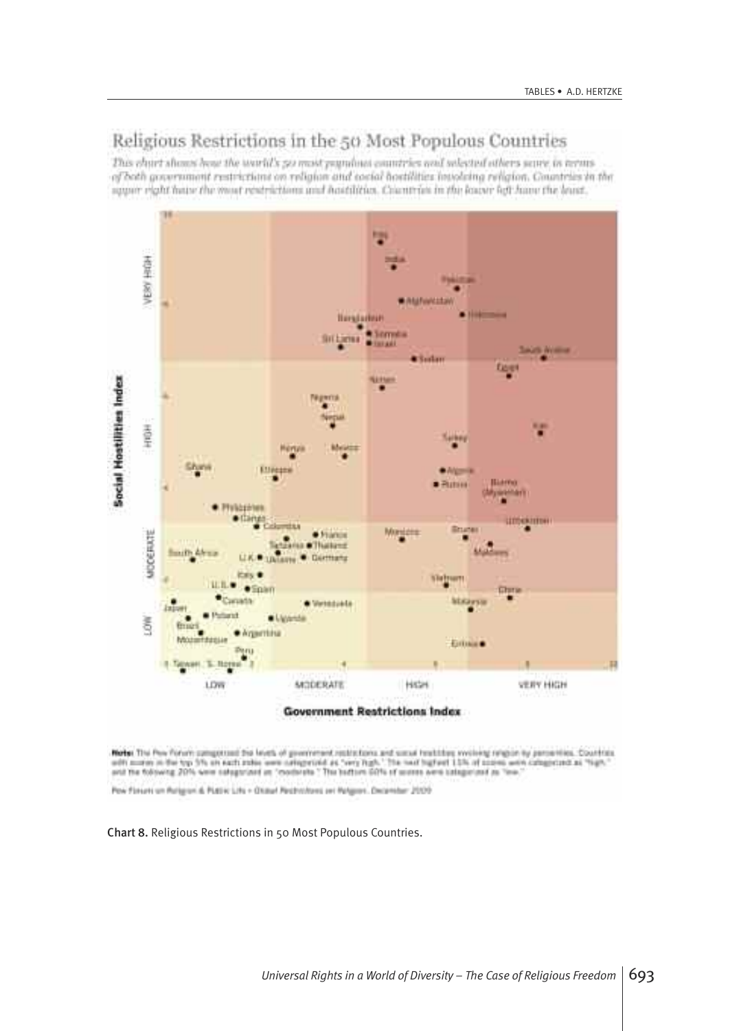## Religious Restrictions in the 50 Most Populous Countries

*This chart shows how the world's 50 most populous countries and selected others score in terms of both government restrictions on religion and social hostilities involving religion. Countries in the upper right have the most restrictions and hostilities. Countries in the lower left have the least.*

**Note:** The Pew Forum categorized the levels of government restrictions and social hostilities involving religion by percentiles. Countries with scores in the top 5% on each index were categorized as "very high." The next highest 15% of scores were categorized as "high," and the following 20% were categorized as "moderate." The bottom 60% of scores were categorized as "low."

Pew Forum on Religion & Public Life • Global Restrictions on Religion, December 2009

Chart 8. Religious Restrictions in 50 Most Populous Countries.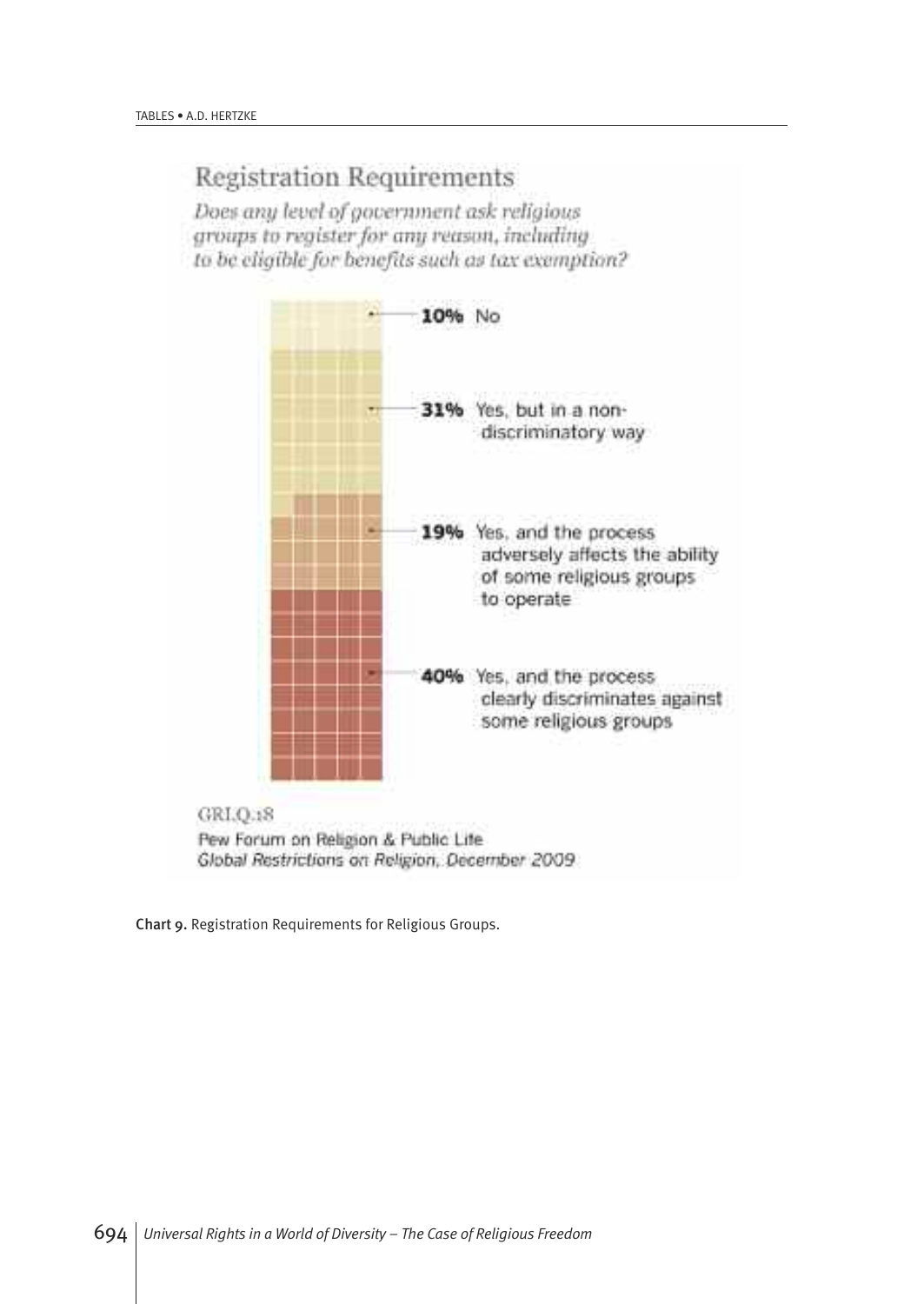## Registration Requirements

*Does any level of government ask religious groups to register for any reason, including to be eligible for benefits such as tax exemption?*

**10%** No

**31%** Yes, but in a non-discriminatory way

**19%** Yes, and the process adversely affects the ability of some religious groups to operate

**40%** Yes, and the process clearly discriminates against some religious groups

GRI.Q.18

Pew Forum on Religion & Public Life
*Global Restrictions on Religion, December 2009*

Chart 9. Registration Requirements for Religious Groups.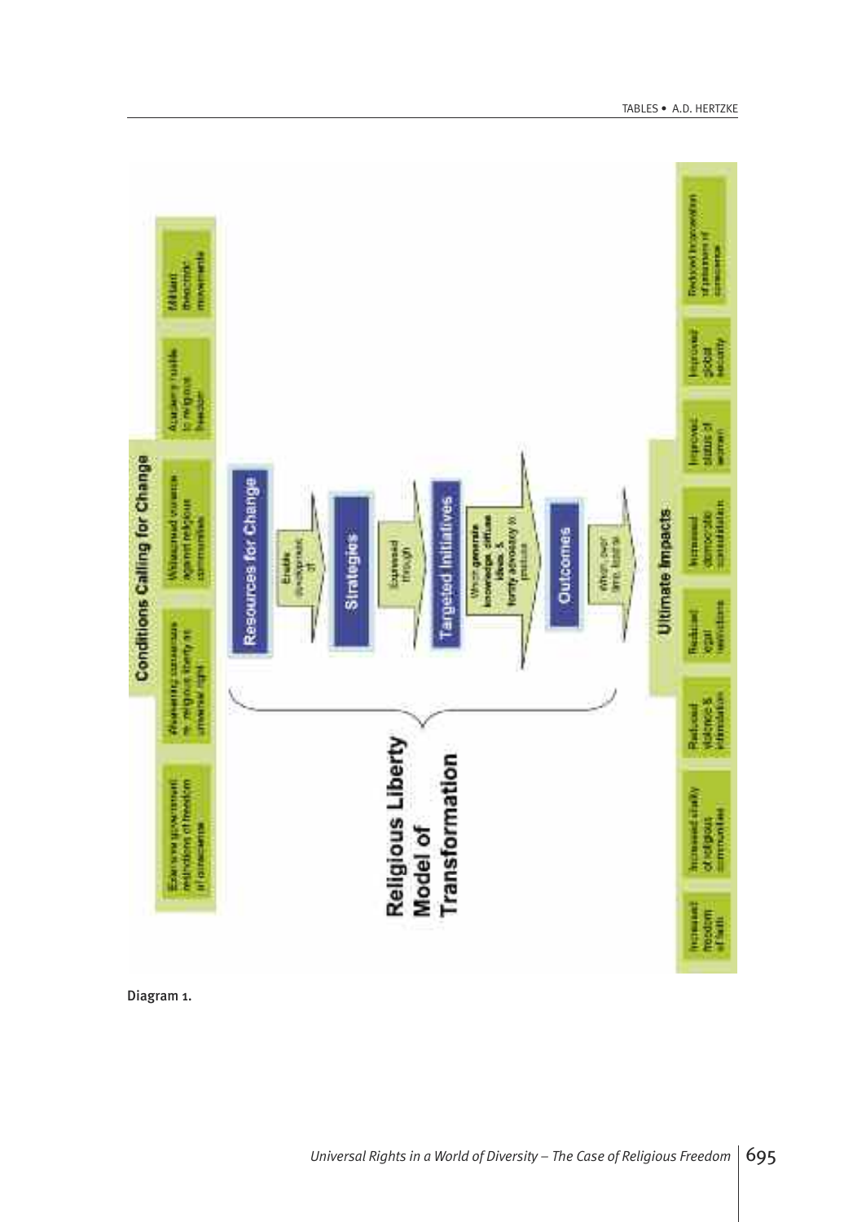## Conditions Calling for Change

- Extensive government restrictions of freedom of conscience
- Weakening consensus re. religious liberty as universal right
- Widespread violence against religious communities
- Academy hostile to religious freedom
- Militant theocratic movements

## Religious Liberty Model of Transformation

**Resources for Change** → Enable development of → **Strategies** → Expressed through → **Targeted Initiatives** → Which generate knowledge, diffuse ideas, & fortify advocacy & policies → **Outcomes** → Which, over time, foster

## Ultimate Impacts

- Increased freedom of faith
- Increased civility of religious communities
- Reduced violence & intimidation
- Reduced legal restrictions
- Increased democratic consolidation
- Improved status of women
- Improved global security
- Reduced incarceration of prisoners of conscience

Diagram 1.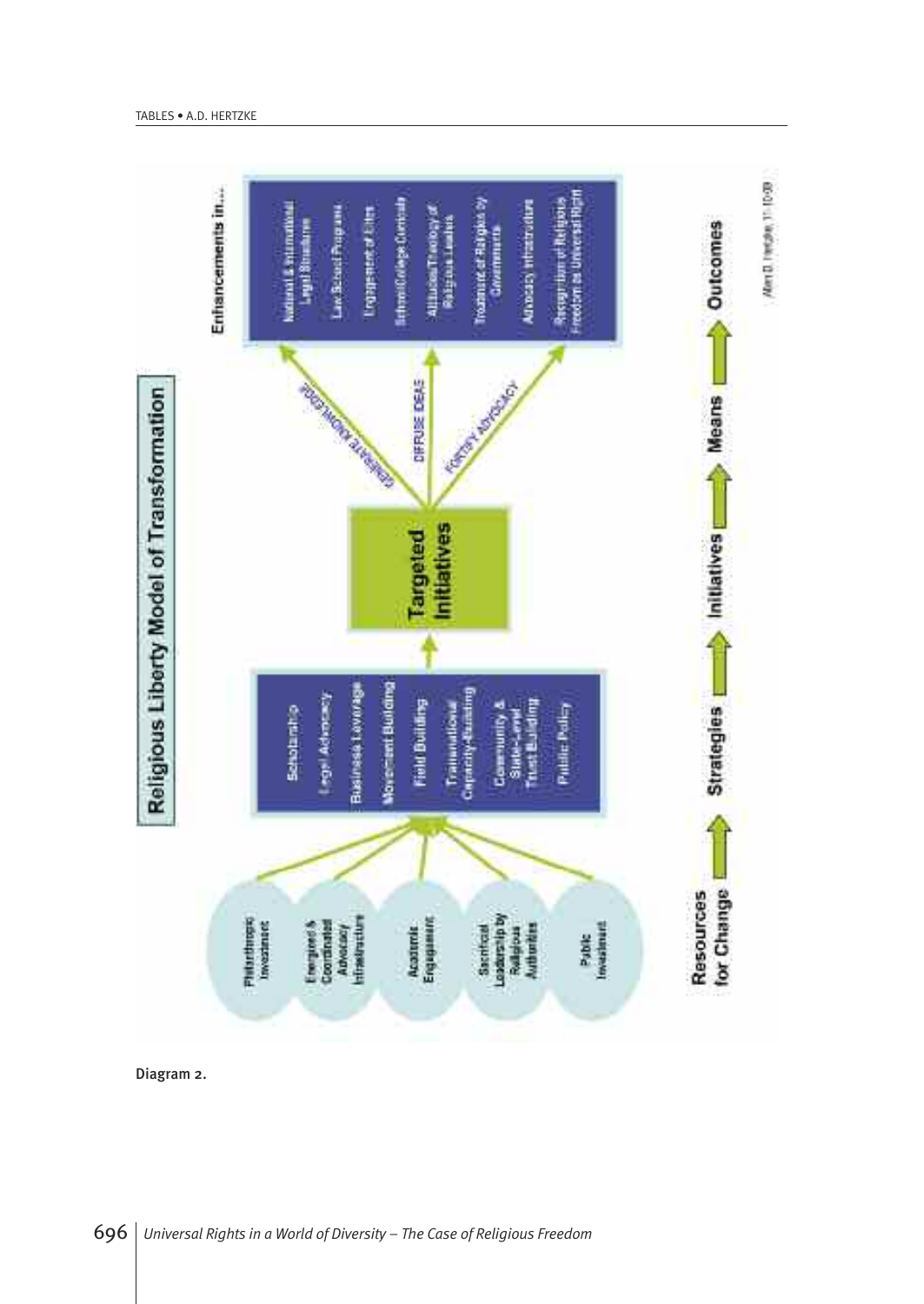Religious Liberty Model of Transformation

Philanthropic Investment

Energized & Coordinated Advocacy Infrastructure

Academic Engagement

Sacrificial Leadership by Religious Authorities

Public Investment

Scholarship

Legal Advocacy

Business Leverage

Movement Building

Field Building

Transnational Capacity-Building

Community & State-Level Trust Building

Public Policy

Targeted Initiatives

GENERATE KNOWLEDGE

DIFFUSE IDEAS

FORTIFY ADVOCACY

Enhancements in...

National & International Legal Structures

Law School Programs

Engagement of Elites

School/College Curricula

Attitudes/Theology of Religious Leaders

Treatment of Religions by Governments

Advocacy Infrastructure

Recognition of Religious Freedom as Universal Right

Resources for Change → Strategies → Initiatives → Means → Outcomes

Allen D. Hertzke 11-10-09

Diagram 2.